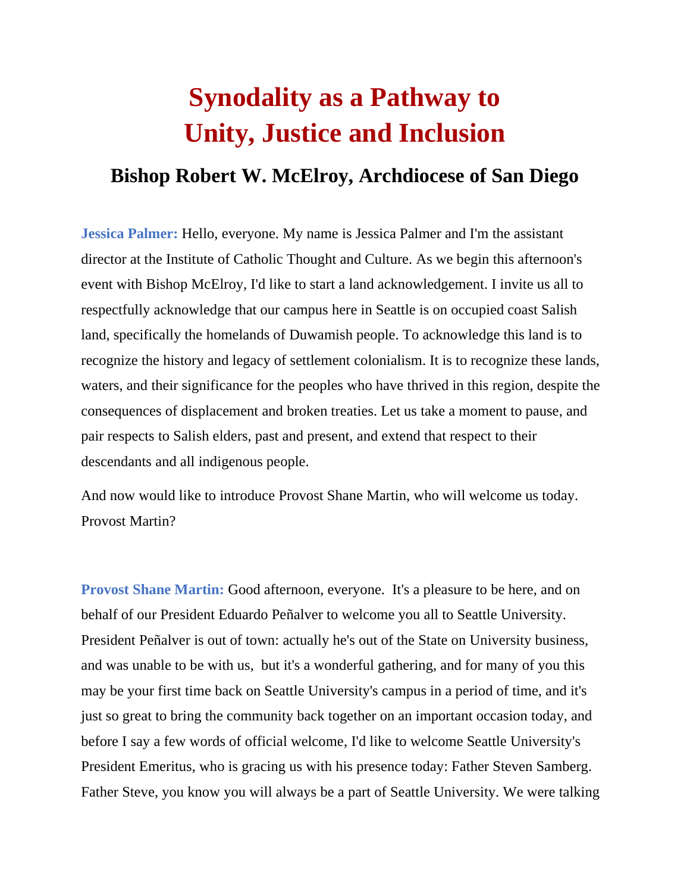# Synodality as a Pathway to Unity, Justice and Inclusion

## Bishop Robert W. McElroy, Archdiocese of San Diego

**Jessica Palmer:** Hello, everyone. My name is Jessica Palmer and I'm the assistant director at the Institute of Catholic Thought and Culture. As we begin this afternoon's event with Bishop McElroy, I'd like to start a land acknowledgement. I invite us all to respectfully acknowledge that our campus here in Seattle is on occupied coast Salish land, specifically the homelands of Duwamish people. To acknowledge this land is to recognize the history and legacy of settlement colonialism. It is to recognize these lands, waters, and their significance for the peoples who have thrived in this region, despite the consequences of displacement and broken treaties. Let us take a moment to pause, and pair respects to Salish elders, past and present, and extend that respect to their descendants and all indigenous people.

And now would like to introduce Provost Shane Martin, who will welcome us today. Provost Martin?

**Provost Shane Martin:** Good afternoon, everyone. It's a pleasure to be here, and on behalf of our President Eduardo Peñalver to welcome you all to Seattle University. President Peñalver is out of town: actually he's out of the State on University business, and was unable to be with us, but it's a wonderful gathering, and for many of you this may be your first time back on Seattle University's campus in a period of time, and it's just so great to bring the community back together on an important occasion today, and before I say a few words of official welcome, I'd like to welcome Seattle University's President Emeritus, who is gracing us with his presence today: Father Steven Samberg. Father Steve, you know you will always be a part of Seattle University. We were talking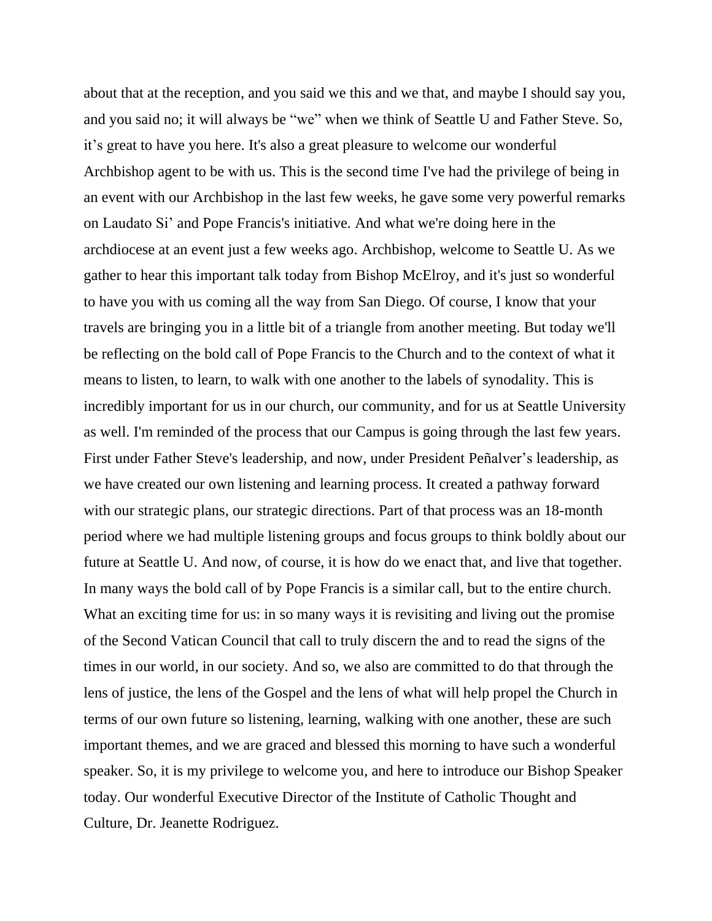about that at the reception, and you said we this and we that, and maybe I should say you, and you said no; it will always be "we" when we think of Seattle U and Father Steve. So, it's great to have you here. It's also a great pleasure to welcome our wonderful Archbishop agent to be with us. This is the second time I've had the privilege of being in an event with our Archbishop in the last few weeks, he gave some very powerful remarks on Laudato Si' and Pope Francis's initiative. And what we're doing here in the archdiocese at an event just a few weeks ago. Archbishop, welcome to Seattle U. As we gather to hear this important talk today from Bishop McElroy, and it's just so wonderful to have you with us coming all the way from San Diego. Of course, I know that your travels are bringing you in a little bit of a triangle from another meeting. But today we'll be reflecting on the bold call of Pope Francis to the Church and to the context of what it means to listen, to learn, to walk with one another to the labels of synodality. This is incredibly important for us in our church, our community, and for us at Seattle University as well. I'm reminded of the process that our Campus is going through the last few years. First under Father Steve's leadership, and now, under President Peñalver's leadership, as we have created our own listening and learning process. It created a pathway forward with our strategic plans, our strategic directions. Part of that process was an 18-month period where we had multiple listening groups and focus groups to think boldly about our future at Seattle U. And now, of course, it is how do we enact that, and live that together. In many ways the bold call of by Pope Francis is a similar call, but to the entire church. What an exciting time for us: in so many ways it is revisiting and living out the promise of the Second Vatican Council that call to truly discern the and to read the signs of the times in our world, in our society. And so, we also are committed to do that through the lens of justice, the lens of the Gospel and the lens of what will help propel the Church in terms of our own future so listening, learning, walking with one another, these are such important themes, and we are graced and blessed this morning to have such a wonderful speaker. So, it is my privilege to welcome you, and here to introduce our Bishop Speaker today. Our wonderful Executive Director of the Institute of Catholic Thought and Culture, Dr. Jeanette Rodriguez.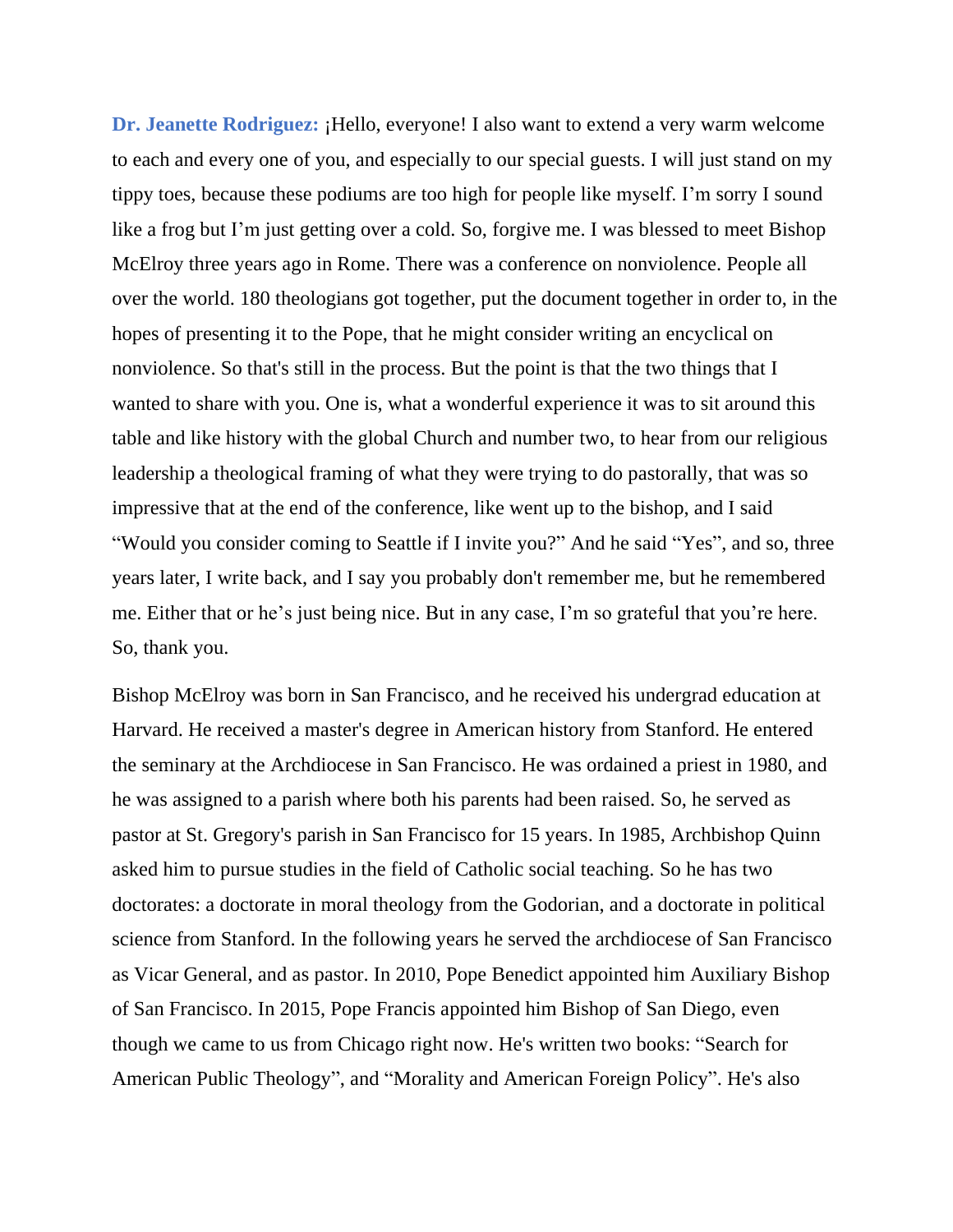**Dr. Jeanette Rodriguez:** ¡Hello, everyone! I also want to extend a very warm welcome to each and every one of you, and especially to our special guests. I will just stand on my tippy toes, because these podiums are too high for people like myself. I'm sorry I sound like a frog but I'm just getting over a cold. So, forgive me. I was blessed to meet Bishop McElroy three years ago in Rome. There was a conference on nonviolence. People all over the world. 180 theologians got together, put the document together in order to, in the hopes of presenting it to the Pope, that he might consider writing an encyclical on nonviolence. So that's still in the process. But the point is that the two things that I wanted to share with you. One is, what a wonderful experience it was to sit around this table and like history with the global Church and number two, to hear from our religious leadership a theological framing of what they were trying to do pastorally, that was so impressive that at the end of the conference, like went up to the bishop, and I said "Would you consider coming to Seattle if I invite you?" And he said "Yes", and so, three years later, I write back, and I say you probably don't remember me, but he remembered me. Either that or he's just being nice. But in any case, I'm so grateful that you're here. So, thank you.

Bishop McElroy was born in San Francisco, and he received his undergrad education at Harvard. He received a master's degree in American history from Stanford. He entered the seminary at the Archdiocese in San Francisco. He was ordained a priest in 1980, and he was assigned to a parish where both his parents had been raised. So, he served as pastor at St. Gregory's parish in San Francisco for 15 years. In 1985, Archbishop Quinn asked him to pursue studies in the field of Catholic social teaching. So he has two doctorates: a doctorate in moral theology from the Godorian, and a doctorate in political science from Stanford. In the following years he served the archdiocese of San Francisco as Vicar General, and as pastor. In 2010, Pope Benedict appointed him Auxiliary Bishop of San Francisco. In 2015, Pope Francis appointed him Bishop of San Diego, even though we came to us from Chicago right now. He's written two books: "Search for American Public Theology", and "Morality and American Foreign Policy". He's also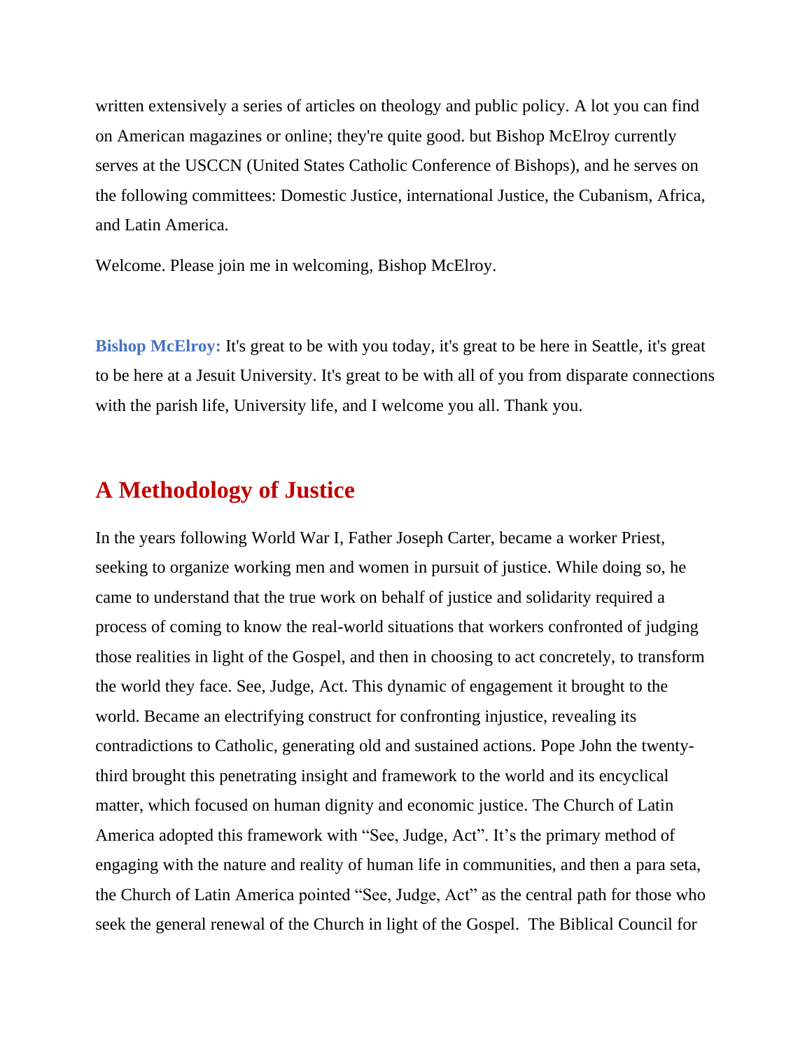written extensively a series of articles on theology and public policy. A lot you can find on American magazines or online; they're quite good. but Bishop McElroy currently serves at the USCCN (United States Catholic Conference of Bishops), and he serves on the following committees: Domestic Justice, international Justice, the Cubanism, Africa, and Latin America.

Welcome. Please join me in welcoming, Bishop McElroy.

**Bishop McElroy:** It's great to be with you today, it's great to be here in Seattle, it's great to be here at a Jesuit University. It's great to be with all of you from disparate connections with the parish life, University life, and I welcome you all. Thank you.

## A Methodology of Justice

In the years following World War I, Father Joseph Carter, became a worker Priest, seeking to organize working men and women in pursuit of justice. While doing so, he came to understand that the true work on behalf of justice and solidarity required a process of coming to know the real-world situations that workers confronted of judging those realities in light of the Gospel, and then in choosing to act concretely, to transform the world they face. See, Judge, Act. This dynamic of engagement it brought to the world. Became an electrifying construct for confronting injustice, revealing its contradictions to Catholic, generating old and sustained actions. Pope John the twenty-third brought this penetrating insight and framework to the world and its encyclical matter, which focused on human dignity and economic justice. The Church of Latin America adopted this framework with "See, Judge, Act". It's the primary method of engaging with the nature and reality of human life in communities, and then a para seta, the Church of Latin America pointed "See, Judge, Act" as the central path for those who seek the general renewal of the Church in light of the Gospel. The Biblical Council for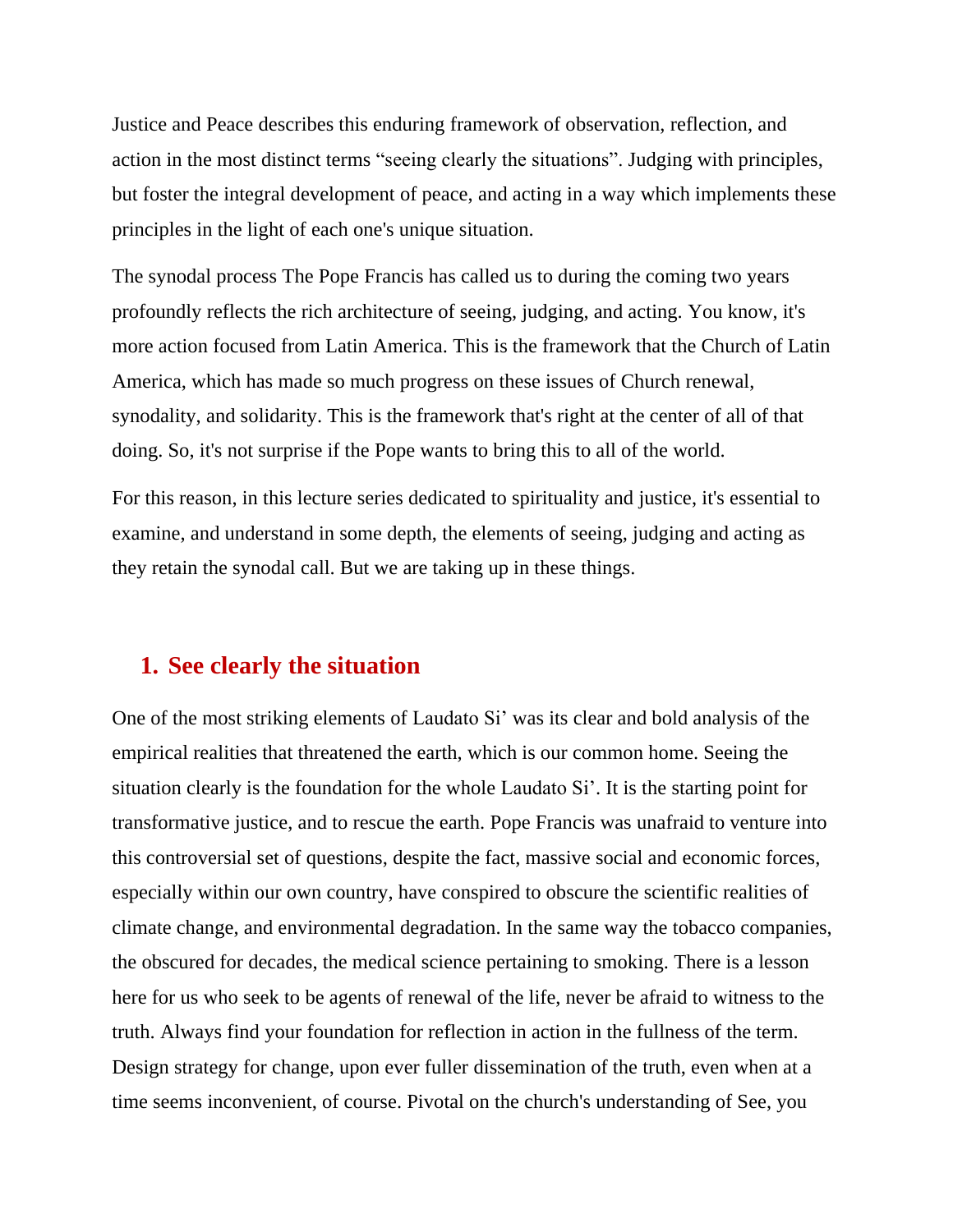Justice and Peace describes this enduring framework of observation, reflection, and action in the most distinct terms “seeing clearly the situations”. Judging with principles, but foster the integral development of peace, and acting in a way which implements these principles in the light of each one's unique situation.

The synodal process The Pope Francis has called us to during the coming two years profoundly reflects the rich architecture of seeing, judging, and acting. You know, it's more action focused from Latin America. This is the framework that the Church of Latin America, which has made so much progress on these issues of Church renewal, synodality, and solidarity. This is the framework that's right at the center of all of that doing. So, it's not surprise if the Pope wants to bring this to all of the world.

For this reason, in this lecture series dedicated to spirituality and justice, it's essential to examine, and understand in some depth, the elements of seeing, judging and acting as they retain the synodal call. But we are taking up in these things.

## 1. See clearly the situation

One of the most striking elements of Laudato Si’ was its clear and bold analysis of the empirical realities that threatened the earth, which is our common home. Seeing the situation clearly is the foundation for the whole Laudato Si’. It is the starting point for transformative justice, and to rescue the earth. Pope Francis was unafraid to venture into this controversial set of questions, despite the fact, massive social and economic forces, especially within our own country, have conspired to obscure the scientific realities of climate change, and environmental degradation. In the same way the tobacco companies, the obscured for decades, the medical science pertaining to smoking. There is a lesson here for us who seek to be agents of renewal of the life, never be afraid to witness to the truth. Always find your foundation for reflection in action in the fullness of the term. Design strategy for change, upon ever fuller dissemination of the truth, even when at a time seems inconvenient, of course. Pivotal on the church's understanding of See, you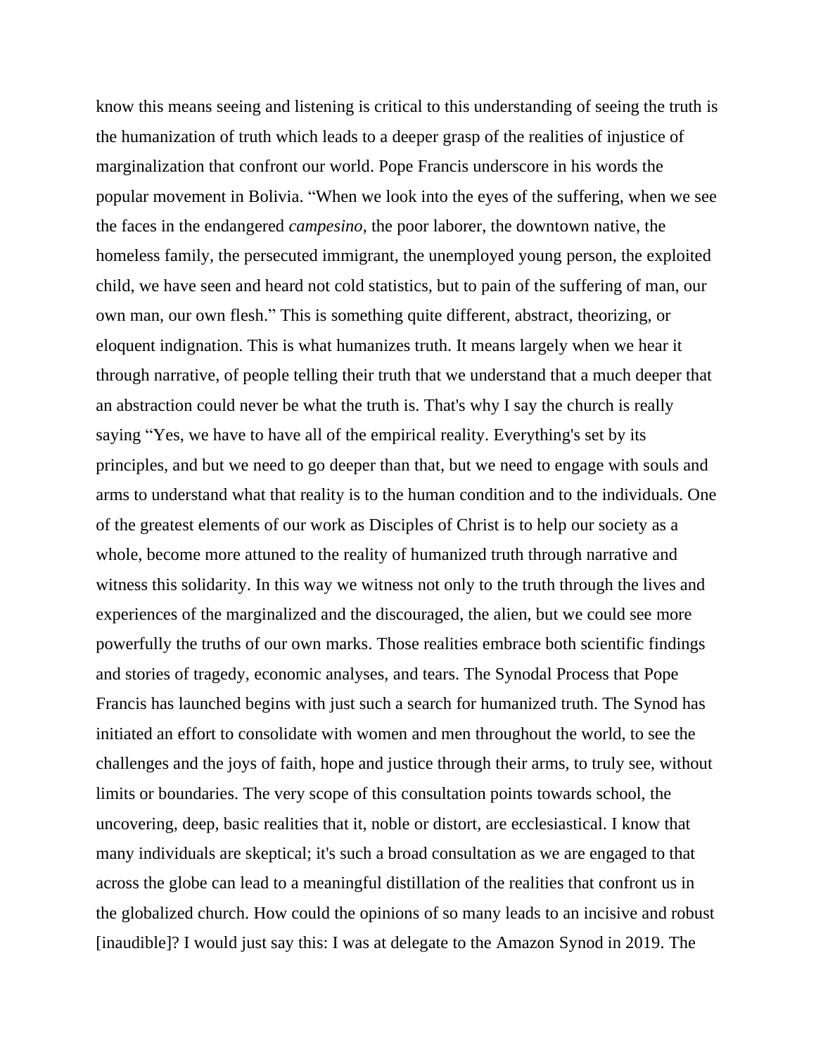know this means seeing and listening is critical to this understanding of seeing the truth is the humanization of truth which leads to a deeper grasp of the realities of injustice of marginalization that confront our world. Pope Francis underscore in his words the popular movement in Bolivia. “When we look into the eyes of the suffering, when we see the faces in the endangered *campesino*, the poor laborer, the downtown native, the homeless family, the persecuted immigrant, the unemployed young person, the exploited child, we have seen and heard not cold statistics, but to pain of the suffering of man, our own man, our own flesh.” This is something quite different, abstract, theorizing, or eloquent indignation. This is what humanizes truth. It means largely when we hear it through narrative, of people telling their truth that we understand that a much deeper that an abstraction could never be what the truth is. That's why I say the church is really saying “Yes, we have to have all of the empirical reality. Everything's set by its principles, and but we need to go deeper than that, but we need to engage with souls and arms to understand what that reality is to the human condition and to the individuals. One of the greatest elements of our work as Disciples of Christ is to help our society as a whole, become more attuned to the reality of humanized truth through narrative and witness this solidarity. In this way we witness not only to the truth through the lives and experiences of the marginalized and the discouraged, the alien, but we could see more powerfully the truths of our own marks. Those realities embrace both scientific findings and stories of tragedy, economic analyses, and tears. The Synodal Process that Pope Francis has launched begins with just such a search for humanized truth. The Synod has initiated an effort to consolidate with women and men throughout the world, to see the challenges and the joys of faith, hope and justice through their arms, to truly see, without limits or boundaries. The very scope of this consultation points towards school, the uncovering, deep, basic realities that it, noble or distort, are ecclesiastical. I know that many individuals are skeptical; it's such a broad consultation as we are engaged to that across the globe can lead to a meaningful distillation of the realities that confront us in the globalized church. How could the opinions of so many leads to an incisive and robust [inaudible]? I would just say this: I was at delegate to the Amazon Synod in 2019. The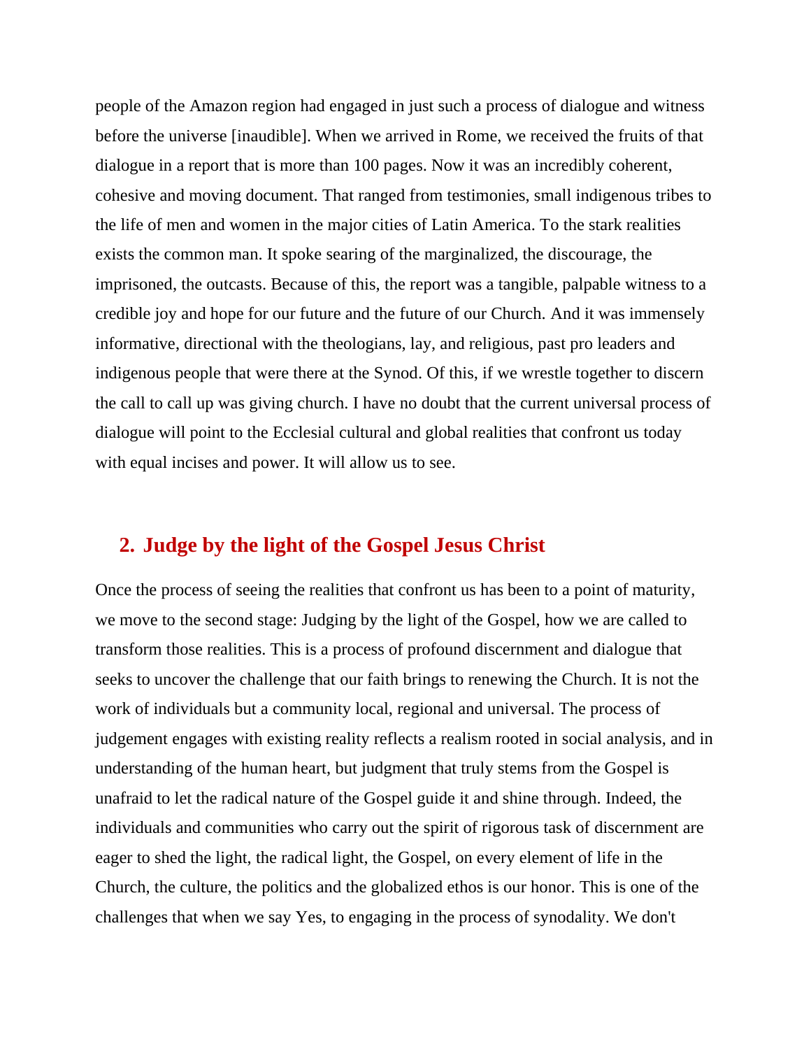people of the Amazon region had engaged in just such a process of dialogue and witness before the universe [inaudible]. When we arrived in Rome, we received the fruits of that dialogue in a report that is more than 100 pages. Now it was an incredibly coherent, cohesive and moving document. That ranged from testimonies, small indigenous tribes to the life of men and women in the major cities of Latin America. To the stark realities exists the common man. It spoke searing of the marginalized, the discourage, the imprisoned, the outcasts. Because of this, the report was a tangible, palpable witness to a credible joy and hope for our future and the future of our Church. And it was immensely informative, directional with the theologians, lay, and religious, past pro leaders and indigenous people that were there at the Synod. Of this, if we wrestle together to discern the call to call up was giving church. I have no doubt that the current universal process of dialogue will point to the Ecclesial cultural and global realities that confront us today with equal incises and power. It will allow us to see.

## 2. Judge by the light of the Gospel Jesus Christ

Once the process of seeing the realities that confront us has been to a point of maturity, we move to the second stage: Judging by the light of the Gospel, how we are called to transform those realities. This is a process of profound discernment and dialogue that seeks to uncover the challenge that our faith brings to renewing the Church. It is not the work of individuals but a community local, regional and universal. The process of judgement engages with existing reality reflects a realism rooted in social analysis, and in understanding of the human heart, but judgment that truly stems from the Gospel is unafraid to let the radical nature of the Gospel guide it and shine through. Indeed, the individuals and communities who carry out the spirit of rigorous task of discernment are eager to shed the light, the radical light, the Gospel, on every element of life in the Church, the culture, the politics and the globalized ethos is our honor. This is one of the challenges that when we say Yes, to engaging in the process of synodality. We don't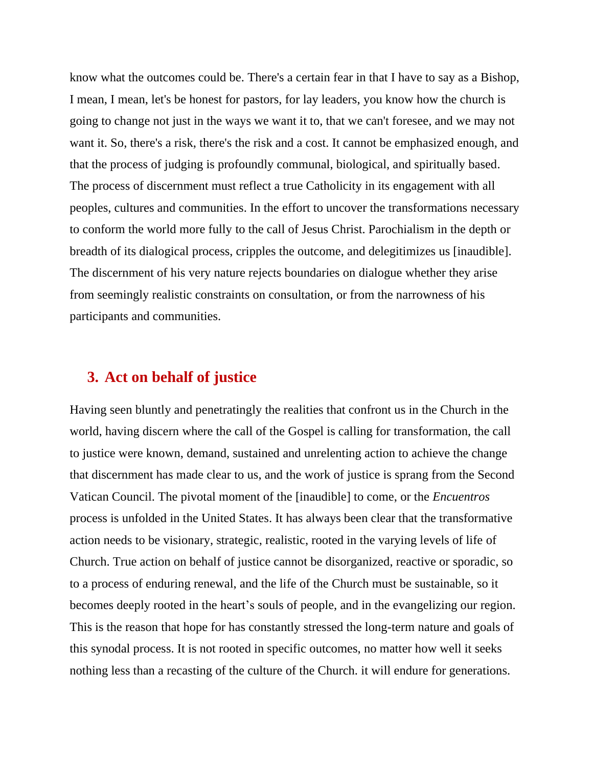know what the outcomes could be. There's a certain fear in that I have to say as a Bishop, I mean, I mean, let's be honest for pastors, for lay leaders, you know how the church is going to change not just in the ways we want it to, that we can't foresee, and we may not want it. So, there's a risk, there's the risk and a cost. It cannot be emphasized enough, and that the process of judging is profoundly communal, biological, and spiritually based. The process of discernment must reflect a true Catholicity in its engagement with all peoples, cultures and communities. In the effort to uncover the transformations necessary to conform the world more fully to the call of Jesus Christ. Parochialism in the depth or breadth of its dialogical process, cripples the outcome, and delegitimizes us [inaudible]. The discernment of his very nature rejects boundaries on dialogue whether they arise from seemingly realistic constraints on consultation, or from the narrowness of his participants and communities.

## 3. Act on behalf of justice

Having seen bluntly and penetratingly the realities that confront us in the Church in the world, having discern where the call of the Gospel is calling for transformation, the call to justice were known, demand, sustained and unrelenting action to achieve the change that discernment has made clear to us, and the work of justice is sprang from the Second Vatican Council. The pivotal moment of the [inaudible] to come, or the *Encuentros* process is unfolded in the United States. It has always been clear that the transformative action needs to be visionary, strategic, realistic, rooted in the varying levels of life of Church. True action on behalf of justice cannot be disorganized, reactive or sporadic, so to a process of enduring renewal, and the life of the Church must be sustainable, so it becomes deeply rooted in the heart's souls of people, and in the evangelizing our region. This is the reason that hope for has constantly stressed the long-term nature and goals of this synodal process. It is not rooted in specific outcomes, no matter how well it seeks nothing less than a recasting of the culture of the Church. it will endure for generations.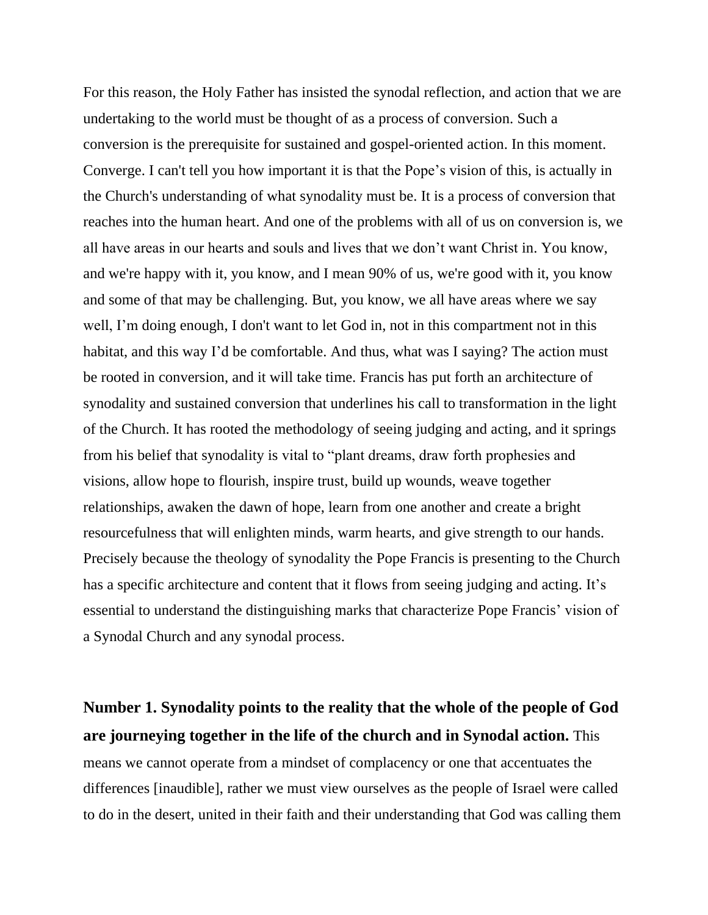For this reason, the Holy Father has insisted the synodal reflection, and action that we are undertaking to the world must be thought of as a process of conversion. Such a conversion is the prerequisite for sustained and gospel-oriented action. In this moment. Converge. I can't tell you how important it is that the Pope's vision of this, is actually in the Church's understanding of what synodality must be. It is a process of conversion that reaches into the human heart. And one of the problems with all of us on conversion is, we all have areas in our hearts and souls and lives that we don't want Christ in. You know, and we're happy with it, you know, and I mean 90% of us, we're good with it, you know and some of that may be challenging. But, you know, we all have areas where we say well, I'm doing enough, I don't want to let God in, not in this compartment not in this habitat, and this way I'd be comfortable. And thus, what was I saying? The action must be rooted in conversion, and it will take time. Francis has put forth an architecture of synodality and sustained conversion that underlines his call to transformation in the light of the Church. It has rooted the methodology of seeing judging and acting, and it springs from his belief that synodality is vital to "plant dreams, draw forth prophesies and visions, allow hope to flourish, inspire trust, build up wounds, weave together relationships, awaken the dawn of hope, learn from one another and create a bright resourcefulness that will enlighten minds, warm hearts, and give strength to our hands. Precisely because the theology of synodality the Pope Francis is presenting to the Church has a specific architecture and content that it flows from seeing judging and acting. It's essential to understand the distinguishing marks that characterize Pope Francis' vision of a Synodal Church and any synodal process.

**Number 1. Synodality points to the reality that the whole of the people of God are journeying together in the life of the church and in Synodal action.** This means we cannot operate from a mindset of complacency or one that accentuates the differences [inaudible], rather we must view ourselves as the people of Israel were called to do in the desert, united in their faith and their understanding that God was calling them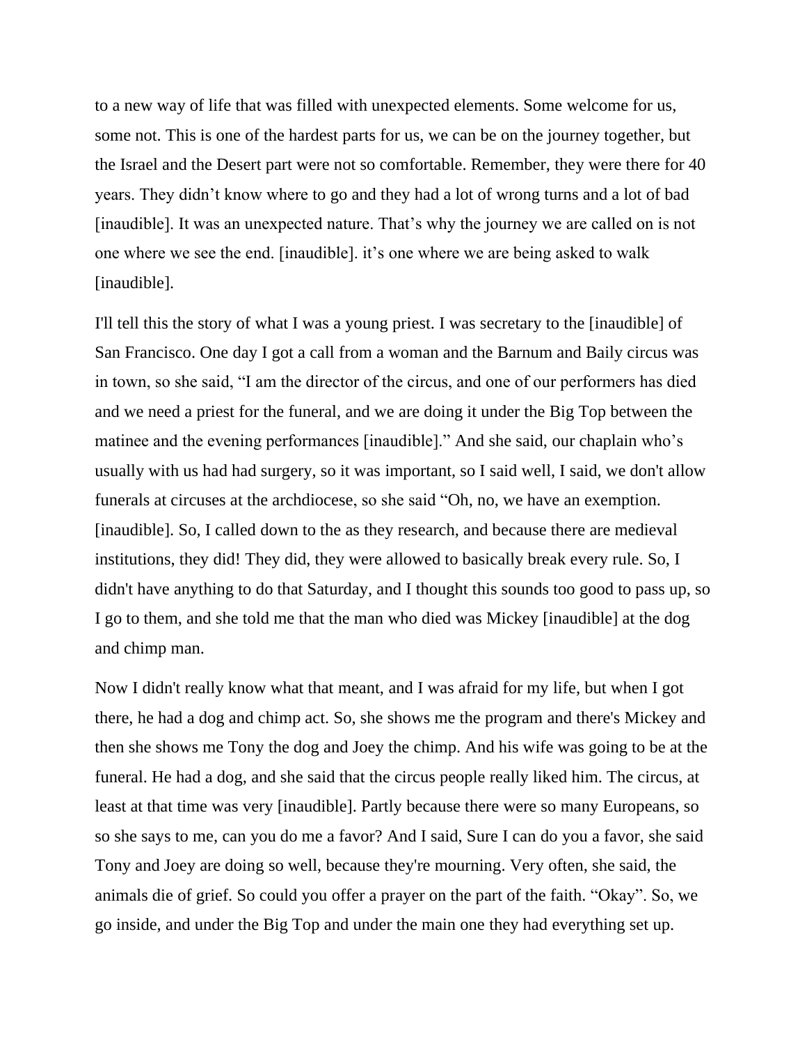to a new way of life that was filled with unexpected elements. Some welcome for us, some not. This is one of the hardest parts for us, we can be on the journey together, but the Israel and the Desert part were not so comfortable. Remember, they were there for 40 years. They didn't know where to go and they had a lot of wrong turns and a lot of bad [inaudible]. It was an unexpected nature. That's why the journey we are called on is not one where we see the end. [inaudible]. it's one where we are being asked to walk [inaudible].

I'll tell this the story of what I was a young priest. I was secretary to the [inaudible] of San Francisco. One day I got a call from a woman and the Barnum and Baily circus was in town, so she said, "I am the director of the circus, and one of our performers has died and we need a priest for the funeral, and we are doing it under the Big Top between the matinee and the evening performances [inaudible]." And she said, our chaplain who's usually with us had had surgery, so it was important, so I said well, I said, we don't allow funerals at circuses at the archdiocese, so she said "Oh, no, we have an exemption. [inaudible]. So, I called down to the as they research, and because there are medieval institutions, they did! They did, they were allowed to basically break every rule. So, I didn't have anything to do that Saturday, and I thought this sounds too good to pass up, so I go to them, and she told me that the man who died was Mickey [inaudible] at the dog and chimp man.

Now I didn't really know what that meant, and I was afraid for my life, but when I got there, he had a dog and chimp act. So, she shows me the program and there's Mickey and then she shows me Tony the dog and Joey the chimp. And his wife was going to be at the funeral. He had a dog, and she said that the circus people really liked him. The circus, at least at that time was very [inaudible]. Partly because there were so many Europeans, so so she says to me, can you do me a favor? And I said, Sure I can do you a favor, she said Tony and Joey are doing so well, because they're mourning. Very often, she said, the animals die of grief. So could you offer a prayer on the part of the faith. "Okay". So, we go inside, and under the Big Top and under the main one they had everything set up.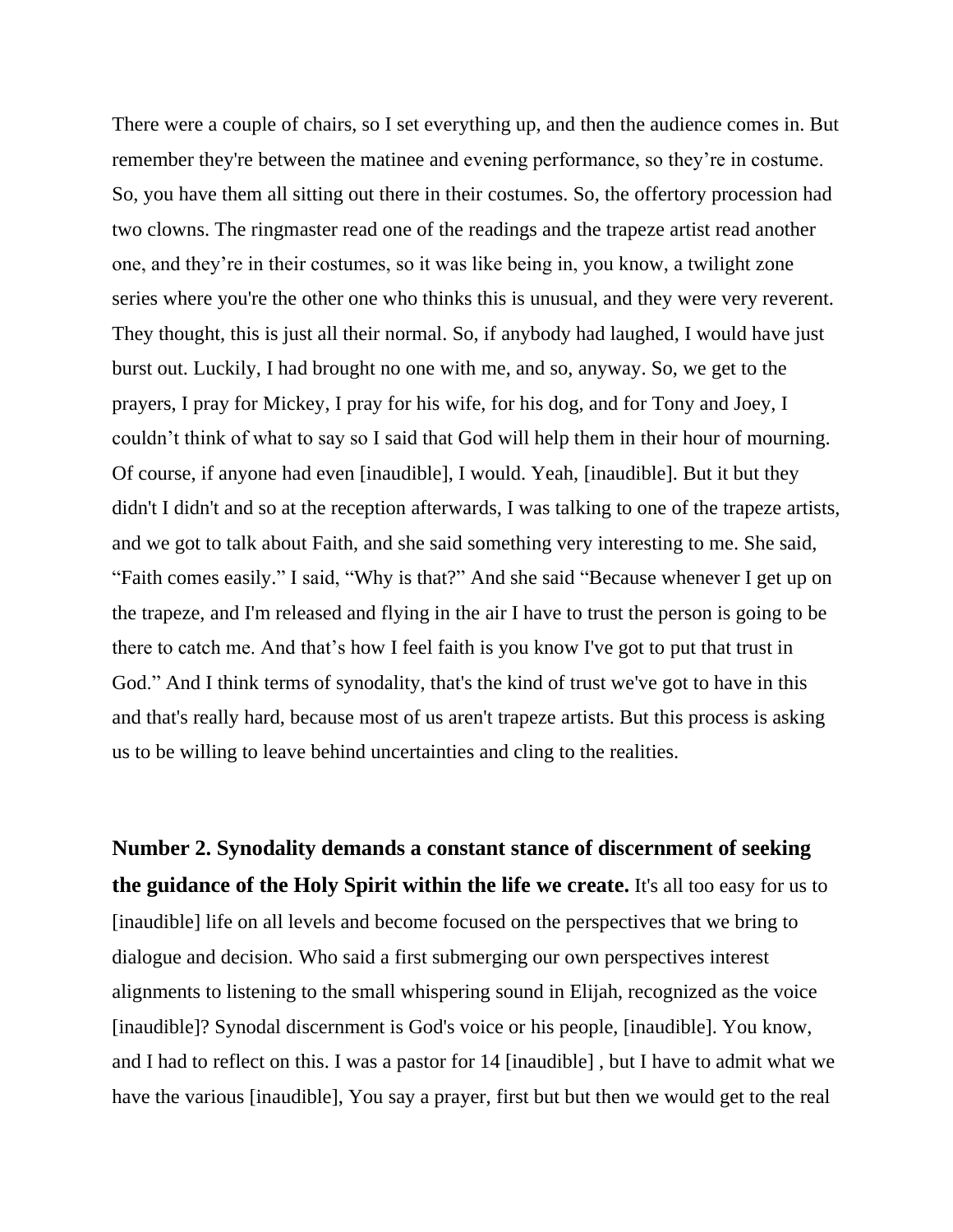There were a couple of chairs, so I set everything up, and then the audience comes in. But remember they're between the matinee and evening performance, so they're in costume. So, you have them all sitting out there in their costumes. So, the offertory procession had two clowns. The ringmaster read one of the readings and the trapeze artist read another one, and they're in their costumes, so it was like being in, you know, a twilight zone series where you're the other one who thinks this is unusual, and they were very reverent. They thought, this is just all their normal. So, if anybody had laughed, I would have just burst out. Luckily, I had brought no one with me, and so, anyway. So, we get to the prayers, I pray for Mickey, I pray for his wife, for his dog, and for Tony and Joey, I couldn't think of what to say so I said that God will help them in their hour of mourning. Of course, if anyone had even [inaudible], I would. Yeah, [inaudible]. But it but they didn't I didn't and so at the reception afterwards, I was talking to one of the trapeze artists, and we got to talk about Faith, and she said something very interesting to me. She said, "Faith comes easily." I said, "Why is that?" And she said "Because whenever I get up on the trapeze, and I'm released and flying in the air I have to trust the person is going to be there to catch me. And that's how I feel faith is you know I've got to put that trust in God." And I think terms of synodality, that's the kind of trust we've got to have in this and that's really hard, because most of us aren't trapeze artists. But this process is asking us to be willing to leave behind uncertainties and cling to the realities.

**Number 2. Synodality demands a constant stance of discernment of seeking the guidance of the Holy Spirit within the life we create.** It's all too easy for us to [inaudible] life on all levels and become focused on the perspectives that we bring to dialogue and decision. Who said a first submerging our own perspectives interest alignments to listening to the small whispering sound in Elijah, recognized as the voice [inaudible]? Synodal discernment is God's voice or his people, [inaudible]. You know, and I had to reflect on this. I was a pastor for 14 [inaudible] , but I have to admit what we have the various [inaudible], You say a prayer, first but but then we would get to the real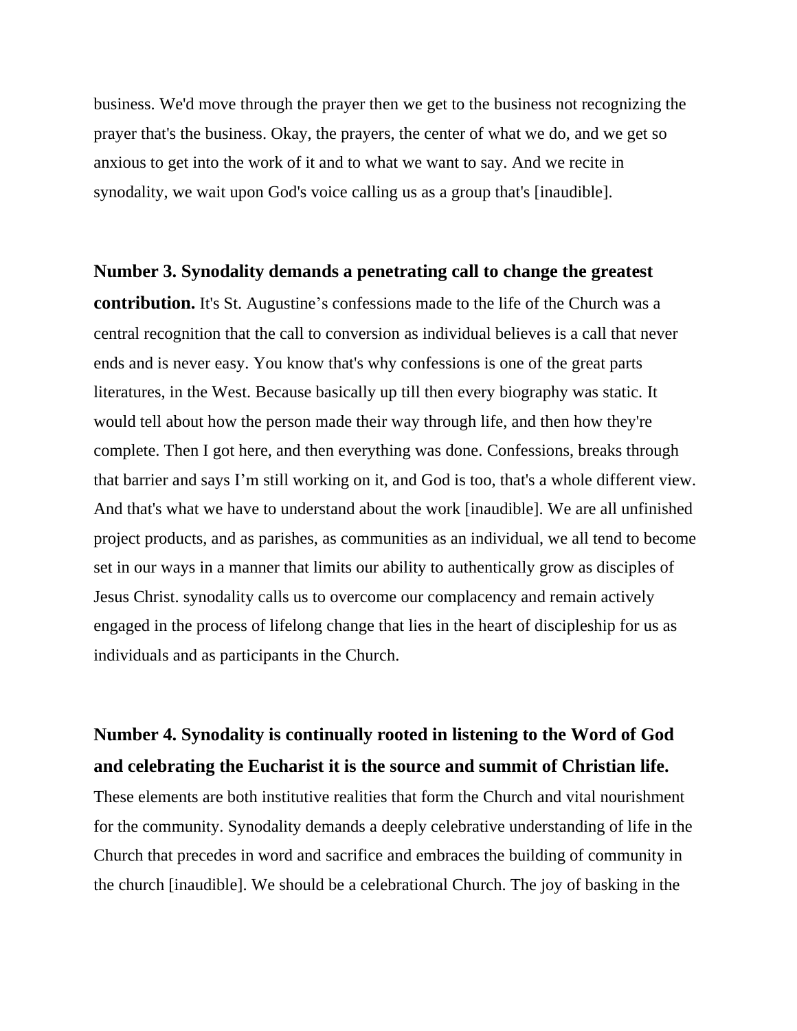business. We'd move through the prayer then we get to the business not recognizing the prayer that's the business. Okay, the prayers, the center of what we do, and we get so anxious to get into the work of it and to what we want to say. And we recite in synodality, we wait upon God's voice calling us as a group that's [inaudible].

**Number 3. Synodality demands a penetrating call to change the greatest contribution.** It's St. Augustine’s confessions made to the life of the Church was a central recognition that the call to conversion as individual believes is a call that never ends and is never easy. You know that's why confessions is one of the great parts literatures, in the West. Because basically up till then every biography was static. It would tell about how the person made their way through life, and then how they're complete. Then I got here, and then everything was done. Confessions, breaks through that barrier and says I’m still working on it, and God is too, that's a whole different view. And that's what we have to understand about the work [inaudible]. We are all unfinished project products, and as parishes, as communities as an individual, we all tend to become set in our ways in a manner that limits our ability to authentically grow as disciples of Jesus Christ. synodality calls us to overcome our complacency and remain actively engaged in the process of lifelong change that lies in the heart of discipleship for us as individuals and as participants in the Church.

**Number 4. Synodality is continually rooted in listening to the Word of God and celebrating the Eucharist it is the source and summit of Christian life.** These elements are both institutive realities that form the Church and vital nourishment for the community. Synodality demands a deeply celebrative understanding of life in the Church that precedes in word and sacrifice and embraces the building of community in the church [inaudible]. We should be a celebrational Church. The joy of basking in the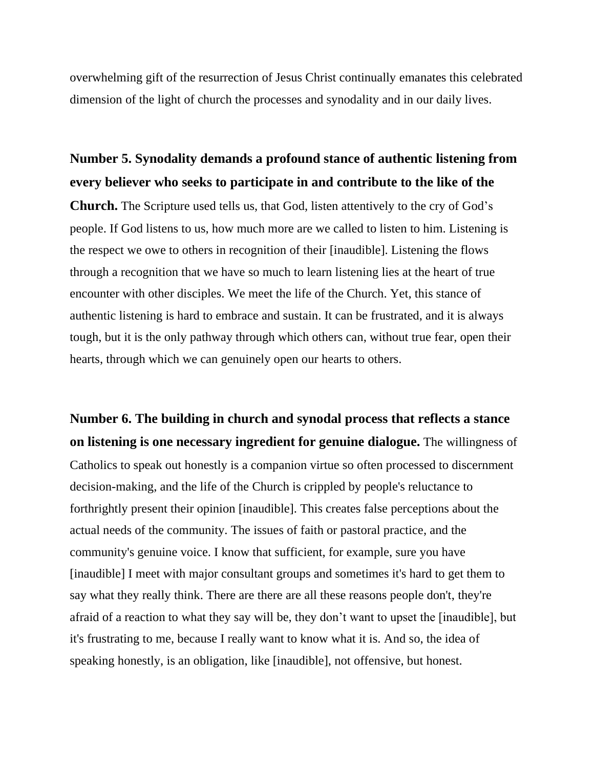overwhelming gift of the resurrection of Jesus Christ continually emanates this celebrated dimension of the light of church the processes and synodality and in our daily lives.

**Number 5. Synodality demands a profound stance of authentic listening from every believer who seeks to participate in and contribute to the like of the Church.** The Scripture used tells us, that God, listen attentively to the cry of God's people. If God listens to us, how much more are we called to listen to him. Listening is the respect we owe to others in recognition of their [inaudible]. Listening the flows through a recognition that we have so much to learn listening lies at the heart of true encounter with other disciples. We meet the life of the Church. Yet, this stance of authentic listening is hard to embrace and sustain. It can be frustrated, and it is always tough, but it is the only pathway through which others can, without true fear, open their hearts, through which we can genuinely open our hearts to others.

**Number 6. The building in church and synodal process that reflects a stance on listening is one necessary ingredient for genuine dialogue.** The willingness of Catholics to speak out honestly is a companion virtue so often processed to discernment decision-making, and the life of the Church is crippled by people's reluctance to forthrightly present their opinion [inaudible]. This creates false perceptions about the actual needs of the community. The issues of faith or pastoral practice, and the community's genuine voice. I know that sufficient, for example, sure you have [inaudible] I meet with major consultant groups and sometimes it's hard to get them to say what they really think. There are there are all these reasons people don't, they're afraid of a reaction to what they say will be, they don't want to upset the [inaudible], but it's frustrating to me, because I really want to know what it is. And so, the idea of speaking honestly, is an obligation, like [inaudible], not offensive, but honest.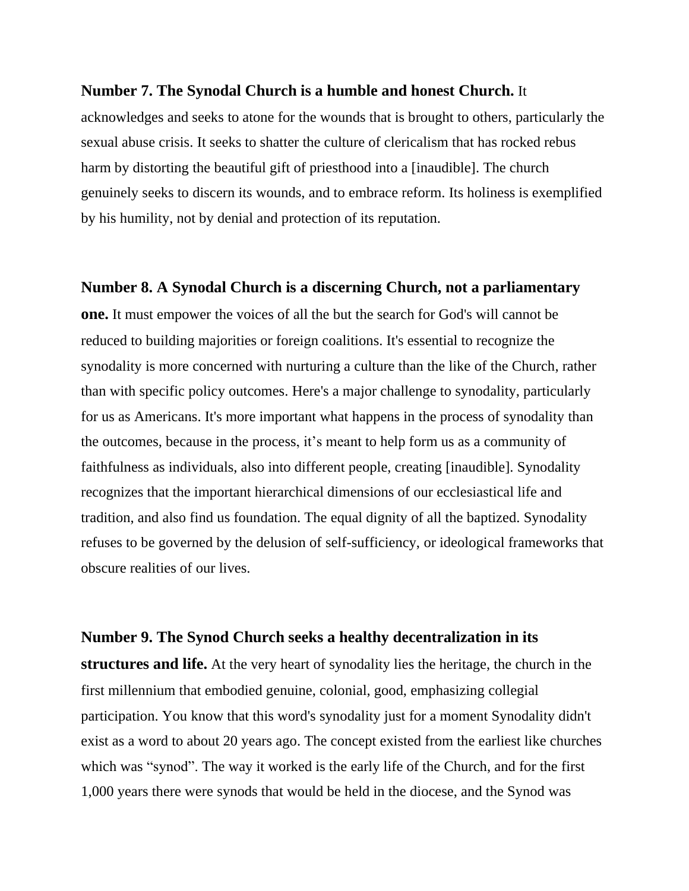**Number 7. The Synodal Church is a humble and honest Church.** It acknowledges and seeks to atone for the wounds that is brought to others, particularly the sexual abuse crisis. It seeks to shatter the culture of clericalism that has rocked rebus harm by distorting the beautiful gift of priesthood into a [inaudible]. The church genuinely seeks to discern its wounds, and to embrace reform. Its holiness is exemplified by his humility, not by denial and protection of its reputation.

**Number 8. A Synodal Church is a discerning Church, not a parliamentary one.** It must empower the voices of all the but the search for God's will cannot be reduced to building majorities or foreign coalitions. It's essential to recognize the synodality is more concerned with nurturing a culture than the like of the Church, rather than with specific policy outcomes. Here's a major challenge to synodality, particularly for us as Americans. It's more important what happens in the process of synodality than the outcomes, because in the process, it's meant to help form us as a community of faithfulness as individuals, also into different people, creating [inaudible]. Synodality recognizes that the important hierarchical dimensions of our ecclesiastical life and tradition, and also find us foundation. The equal dignity of all the baptized. Synodality refuses to be governed by the delusion of self-sufficiency, or ideological frameworks that obscure realities of our lives.

**Number 9. The Synod Church seeks a healthy decentralization in its structures and life.** At the very heart of synodality lies the heritage, the church in the first millennium that embodied genuine, colonial, good, emphasizing collegial participation. You know that this word's synodality just for a moment Synodality didn't exist as a word to about 20 years ago. The concept existed from the earliest like churches which was "synod". The way it worked is the early life of the Church, and for the first 1,000 years there were synods that would be held in the diocese, and the Synod was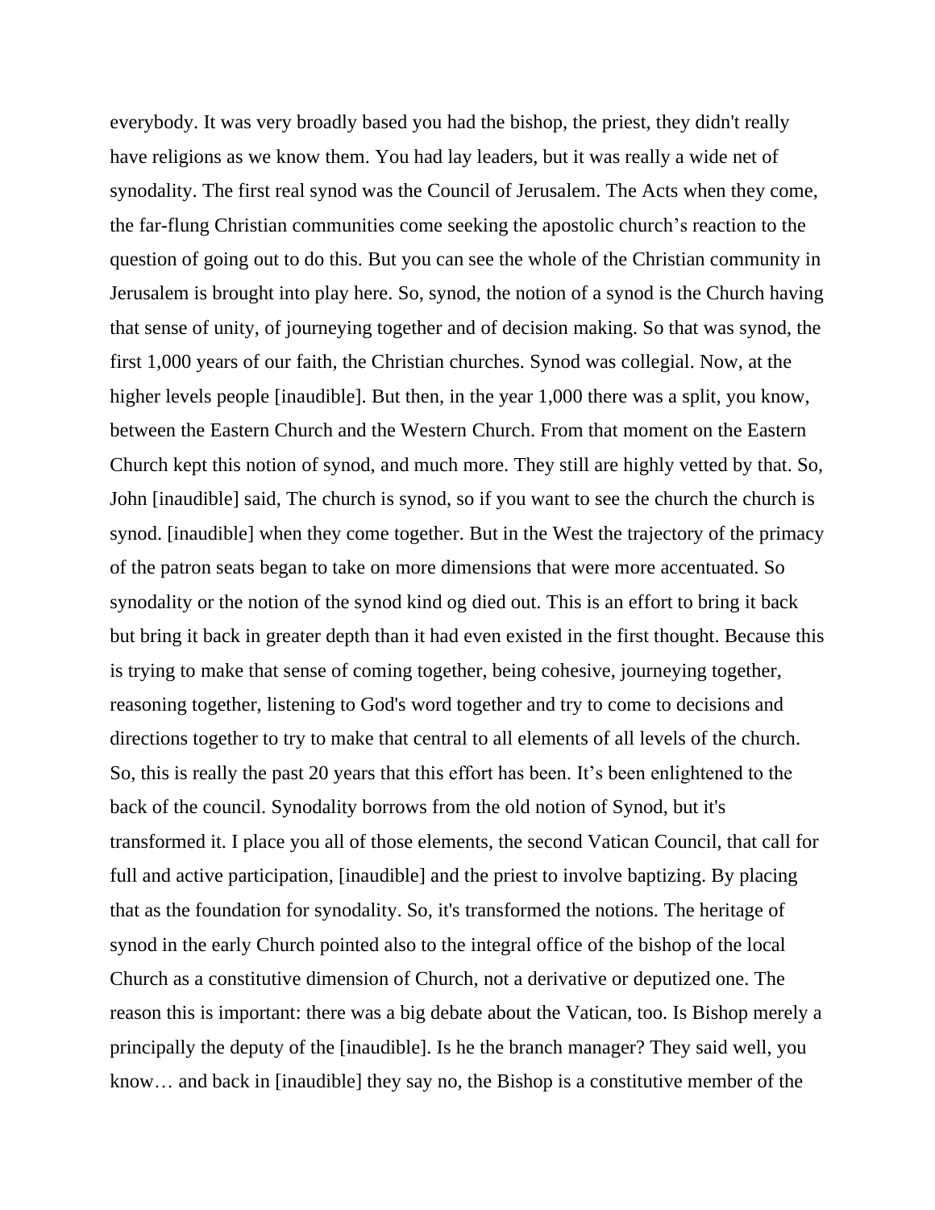everybody. It was very broadly based you had the bishop, the priest, they didn't really have religions as we know them. You had lay leaders, but it was really a wide net of synodality. The first real synod was the Council of Jerusalem. The Acts when they come, the far-flung Christian communities come seeking the apostolic church's reaction to the question of going out to do this. But you can see the whole of the Christian community in Jerusalem is brought into play here. So, synod, the notion of a synod is the Church having that sense of unity, of journeying together and of decision making. So that was synod, the first 1,000 years of our faith, the Christian churches. Synod was collegial. Now, at the higher levels people [inaudible]. But then, in the year 1,000 there was a split, you know, between the Eastern Church and the Western Church. From that moment on the Eastern Church kept this notion of synod, and much more. They still are highly vetted by that. So, John [inaudible] said, The church is synod, so if you want to see the church the church is synod. [inaudible] when they come together. But in the West the trajectory of the primacy of the patron seats began to take on more dimensions that were more accentuated. So synodality or the notion of the synod kind og died out. This is an effort to bring it back but bring it back in greater depth than it had even existed in the first thought. Because this is trying to make that sense of coming together, being cohesive, journeying together, reasoning together, listening to God's word together and try to come to decisions and directions together to try to make that central to all elements of all levels of the church. So, this is really the past 20 years that this effort has been. It's been enlightened to the back of the council. Synodality borrows from the old notion of Synod, but it's transformed it. I place you all of those elements, the second Vatican Council, that call for full and active participation, [inaudible] and the priest to involve baptizing. By placing that as the foundation for synodality. So, it's transformed the notions. The heritage of synod in the early Church pointed also to the integral office of the bishop of the local Church as a constitutive dimension of Church, not a derivative or deputized one. The reason this is important: there was a big debate about the Vatican, too. Is Bishop merely a principally the deputy of the [inaudible]. Is he the branch manager? They said well, you know… and back in [inaudible] they say no, the Bishop is a constitutive member of the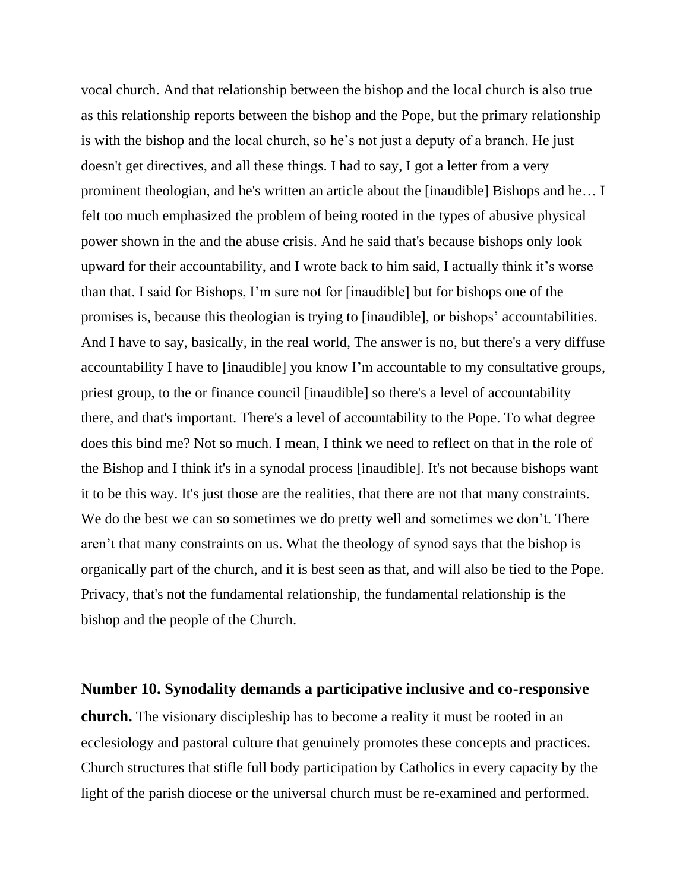vocal church. And that relationship between the bishop and the local church is also true as this relationship reports between the bishop and the Pope, but the primary relationship is with the bishop and the local church, so he's not just a deputy of a branch. He just doesn't get directives, and all these things. I had to say, I got a letter from a very prominent theologian, and he's written an article about the [inaudible] Bishops and he… I felt too much emphasized the problem of being rooted in the types of abusive physical power shown in the and the abuse crisis. And he said that's because bishops only look upward for their accountability, and I wrote back to him said, I actually think it's worse than that. I said for Bishops, I'm sure not for [inaudible] but for bishops one of the promises is, because this theologian is trying to [inaudible], or bishops' accountabilities. And I have to say, basically, in the real world, The answer is no, but there's a very diffuse accountability I have to [inaudible] you know I'm accountable to my consultative groups, priest group, to the or finance council [inaudible] so there's a level of accountability there, and that's important. There's a level of accountability to the Pope. To what degree does this bind me? Not so much. I mean, I think we need to reflect on that in the role of the Bishop and I think it's in a synodal process [inaudible]. It's not because bishops want it to be this way. It's just those are the realities, that there are not that many constraints. We do the best we can so sometimes we do pretty well and sometimes we don't. There aren't that many constraints on us. What the theology of synod says that the bishop is organically part of the church, and it is best seen as that, and will also be tied to the Pope. Privacy, that's not the fundamental relationship, the fundamental relationship is the bishop and the people of the Church.

**Number 10. Synodality demands a participative inclusive and co-responsive church.** The visionary discipleship has to become a reality it must be rooted in an ecclesiology and pastoral culture that genuinely promotes these concepts and practices. Church structures that stifle full body participation by Catholics in every capacity by the light of the parish diocese or the universal church must be re-examined and performed.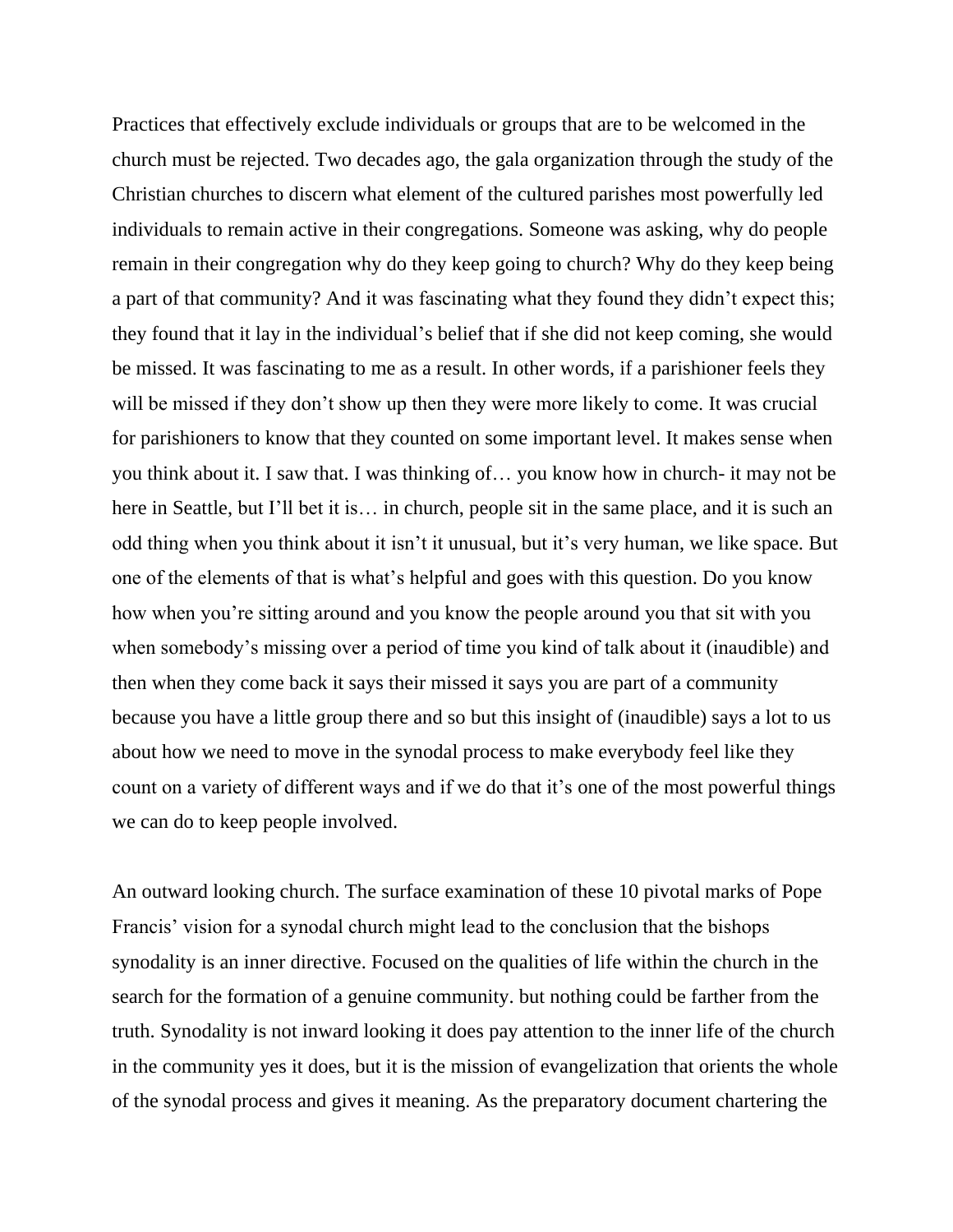Practices that effectively exclude individuals or groups that are to be welcomed in the church must be rejected. Two decades ago, the gala organization through the study of the Christian churches to discern what element of the cultured parishes most powerfully led individuals to remain active in their congregations. Someone was asking, why do people remain in their congregation why do they keep going to church? Why do they keep being a part of that community? And it was fascinating what they found they didn't expect this; they found that it lay in the individual's belief that if she did not keep coming, she would be missed. It was fascinating to me as a result. In other words, if a parishioner feels they will be missed if they don't show up then they were more likely to come. It was crucial for parishioners to know that they counted on some important level. It makes sense when you think about it. I saw that. I was thinking of… you know how in church- it may not be here in Seattle, but I'll bet it is… in church, people sit in the same place, and it is such an odd thing when you think about it isn't it unusual, but it's very human, we like space. But one of the elements of that is what's helpful and goes with this question. Do you know how when you're sitting around and you know the people around you that sit with you when somebody's missing over a period of time you kind of talk about it (inaudible) and then when they come back it says their missed it says you are part of a community because you have a little group there and so but this insight of (inaudible) says a lot to us about how we need to move in the synodal process to make everybody feel like they count on a variety of different ways and if we do that it's one of the most powerful things we can do to keep people involved.

An outward looking church. The surface examination of these 10 pivotal marks of Pope Francis' vision for a synodal church might lead to the conclusion that the bishops synodality is an inner directive. Focused on the qualities of life within the church in the search for the formation of a genuine community. but nothing could be farther from the truth. Synodality is not inward looking it does pay attention to the inner life of the church in the community yes it does, but it is the mission of evangelization that orients the whole of the synodal process and gives it meaning. As the preparatory document chartering the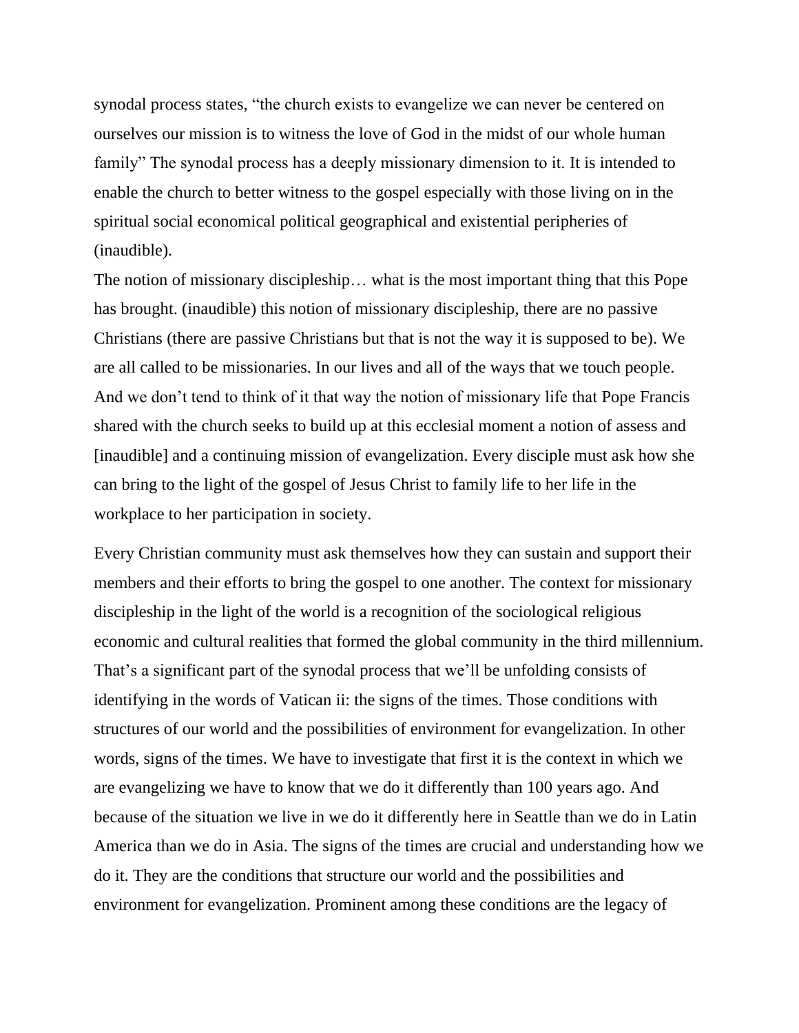synodal process states, "the church exists to evangelize we can never be centered on ourselves our mission is to witness the love of God in the midst of our whole human family" The synodal process has a deeply missionary dimension to it. It is intended to enable the church to better witness to the gospel especially with those living on in the spiritual social economical political geographical and existential peripheries of (inaudible).

The notion of missionary discipleship… what is the most important thing that this Pope has brought. (inaudible) this notion of missionary discipleship, there are no passive Christians (there are passive Christians but that is not the way it is supposed to be). We are all called to be missionaries. In our lives and all of the ways that we touch people. And we don't tend to think of it that way the notion of missionary life that Pope Francis shared with the church seeks to build up at this ecclesial moment a notion of assess and [inaudible] and a continuing mission of evangelization. Every disciple must ask how she can bring to the light of the gospel of Jesus Christ to family life to her life in the workplace to her participation in society.

Every Christian community must ask themselves how they can sustain and support their members and their efforts to bring the gospel to one another. The context for missionary discipleship in the light of the world is a recognition of the sociological religious economic and cultural realities that formed the global community in the third millennium. That's a significant part of the synodal process that we'll be unfolding consists of identifying in the words of Vatican ii: the signs of the times. Those conditions with structures of our world and the possibilities of environment for evangelization. In other words, signs of the times. We have to investigate that first it is the context in which we are evangelizing we have to know that we do it differently than 100 years ago. And because of the situation we live in we do it differently here in Seattle than we do in Latin America than we do in Asia. The signs of the times are crucial and understanding how we do it. They are the conditions that structure our world and the possibilities and environment for evangelization. Prominent among these conditions are the legacy of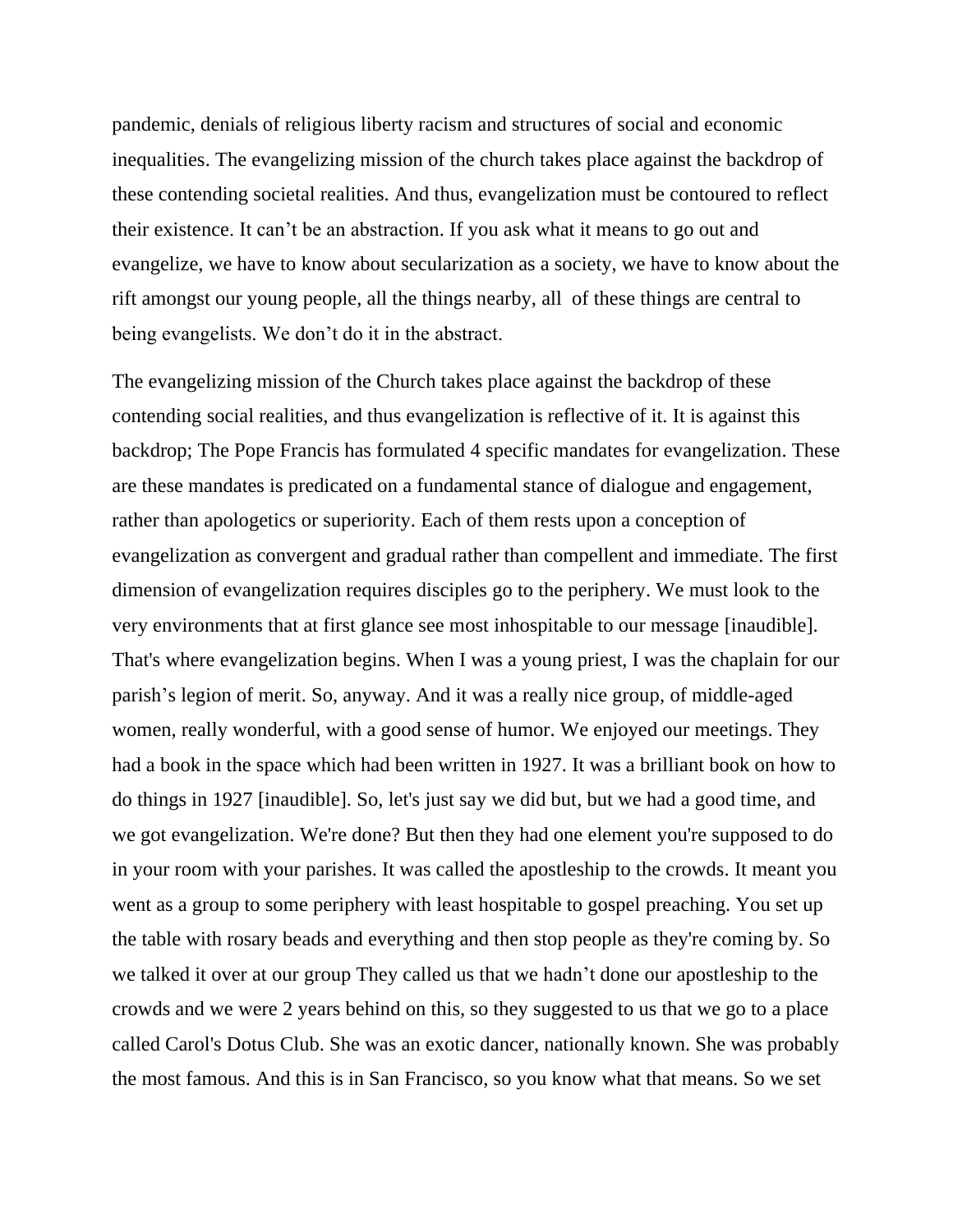pandemic, denials of religious liberty racism and structures of social and economic inequalities. The evangelizing mission of the church takes place against the backdrop of these contending societal realities. And thus, evangelization must be contoured to reflect their existence. It can't be an abstraction. If you ask what it means to go out and evangelize, we have to know about secularization as a society, we have to know about the rift amongst our young people, all the things nearby, all of these things are central to being evangelists. We don't do it in the abstract.

The evangelizing mission of the Church takes place against the backdrop of these contending social realities, and thus evangelization is reflective of it. It is against this backdrop; The Pope Francis has formulated 4 specific mandates for evangelization. These are these mandates is predicated on a fundamental stance of dialogue and engagement, rather than apologetics or superiority. Each of them rests upon a conception of evangelization as convergent and gradual rather than compellent and immediate. The first dimension of evangelization requires disciples go to the periphery. We must look to the very environments that at first glance see most inhospitable to our message [inaudible]. That's where evangelization begins. When I was a young priest, I was the chaplain for our parish's legion of merit. So, anyway. And it was a really nice group, of middle-aged women, really wonderful, with a good sense of humor. We enjoyed our meetings. They had a book in the space which had been written in 1927. It was a brilliant book on how to do things in 1927 [inaudible]. So, let's just say we did but, but we had a good time, and we got evangelization. We're done? But then they had one element you're supposed to do in your room with your parishes. It was called the apostleship to the crowds. It meant you went as a group to some periphery with least hospitable to gospel preaching. You set up the table with rosary beads and everything and then stop people as they're coming by. So we talked it over at our group They called us that we hadn't done our apostleship to the crowds and we were 2 years behind on this, so they suggested to us that we go to a place called Carol's Dotus Club. She was an exotic dancer, nationally known. She was probably the most famous. And this is in San Francisco, so you know what that means. So we set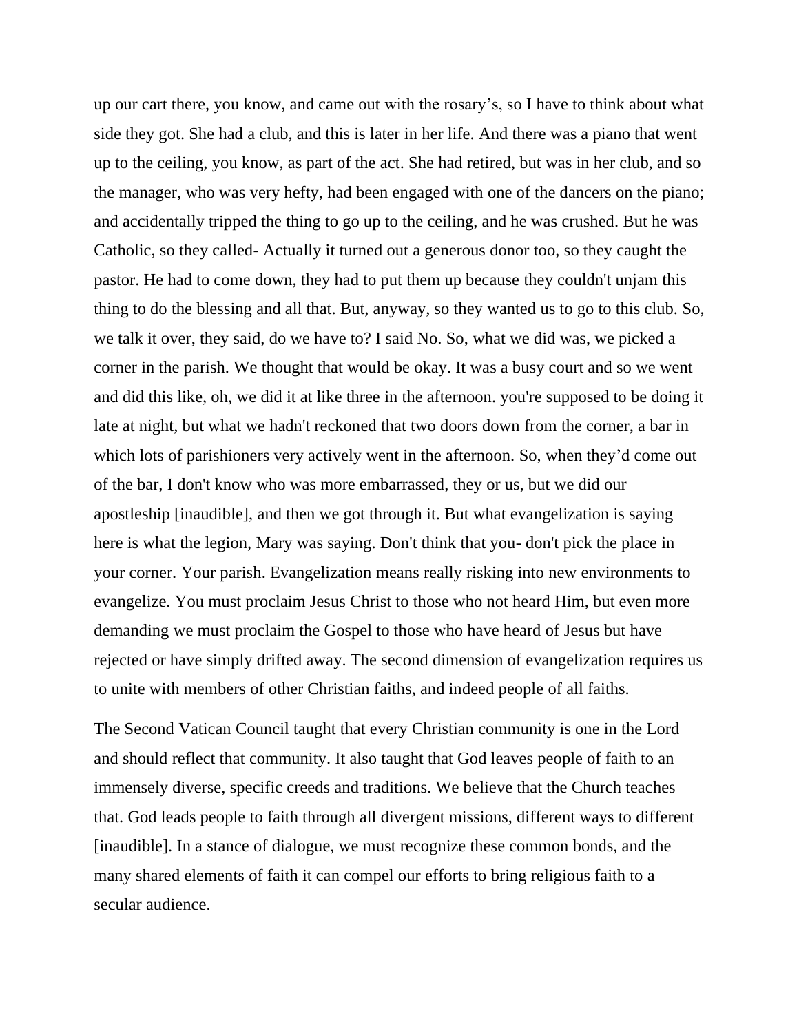up our cart there, you know, and came out with the rosary's, so I have to think about what side they got. She had a club, and this is later in her life. And there was a piano that went up to the ceiling, you know, as part of the act. She had retired, but was in her club, and so the manager, who was very hefty, had been engaged with one of the dancers on the piano; and accidentally tripped the thing to go up to the ceiling, and he was crushed. But he was Catholic, so they called- Actually it turned out a generous donor too, so they caught the pastor. He had to come down, they had to put them up because they couldn't unjam this thing to do the blessing and all that. But, anyway, so they wanted us to go to this club. So, we talk it over, they said, do we have to? I said No. So, what we did was, we picked a corner in the parish. We thought that would be okay. It was a busy court and so we went and did this like, oh, we did it at like three in the afternoon. you're supposed to be doing it late at night, but what we hadn't reckoned that two doors down from the corner, a bar in which lots of parishioners very actively went in the afternoon. So, when they'd come out of the bar, I don't know who was more embarrassed, they or us, but we did our apostleship [inaudible], and then we got through it. But what evangelization is saying here is what the legion, Mary was saying. Don't think that you- don't pick the place in your corner. Your parish. Evangelization means really risking into new environments to evangelize. You must proclaim Jesus Christ to those who not heard Him, but even more demanding we must proclaim the Gospel to those who have heard of Jesus but have rejected or have simply drifted away. The second dimension of evangelization requires us to unite with members of other Christian faiths, and indeed people of all faiths.

The Second Vatican Council taught that every Christian community is one in the Lord and should reflect that community. It also taught that God leaves people of faith to an immensely diverse, specific creeds and traditions. We believe that the Church teaches that. God leads people to faith through all divergent missions, different ways to different [inaudible]. In a stance of dialogue, we must recognize these common bonds, and the many shared elements of faith it can compel our efforts to bring religious faith to a secular audience.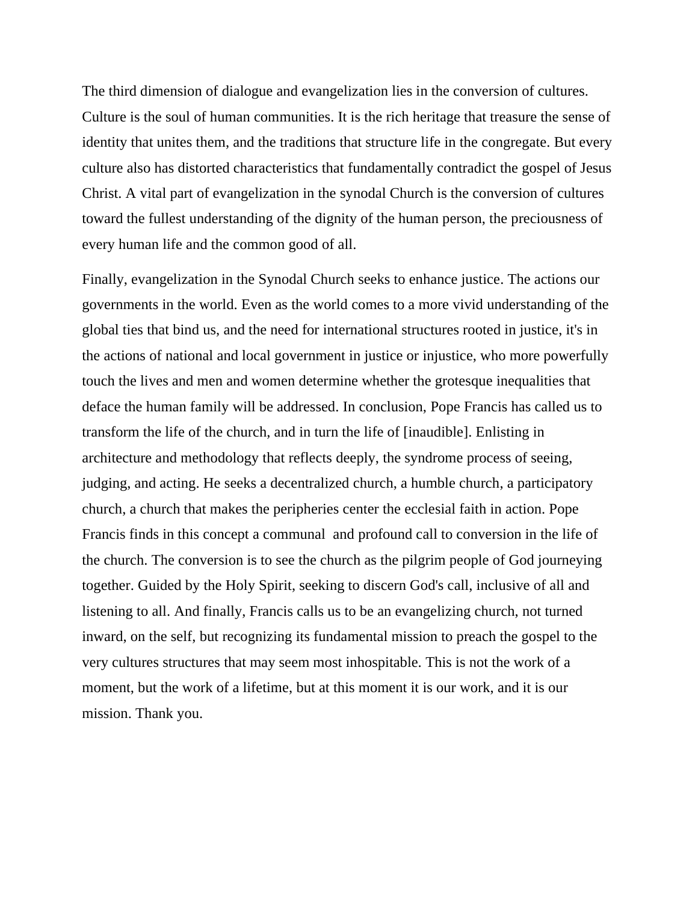The third dimension of dialogue and evangelization lies in the conversion of cultures. Culture is the soul of human communities. It is the rich heritage that treasure the sense of identity that unites them, and the traditions that structure life in the congregate. But every culture also has distorted characteristics that fundamentally contradict the gospel of Jesus Christ. A vital part of evangelization in the synodal Church is the conversion of cultures toward the fullest understanding of the dignity of the human person, the preciousness of every human life and the common good of all.

Finally, evangelization in the Synodal Church seeks to enhance justice. The actions our governments in the world. Even as the world comes to a more vivid understanding of the global ties that bind us, and the need for international structures rooted in justice, it's in the actions of national and local government in justice or injustice, who more powerfully touch the lives and men and women determine whether the grotesque inequalities that deface the human family will be addressed. In conclusion, Pope Francis has called us to transform the life of the church, and in turn the life of [inaudible]. Enlisting in architecture and methodology that reflects deeply, the syndrome process of seeing, judging, and acting. He seeks a decentralized church, a humble church, a participatory church, a church that makes the peripheries center the ecclesial faith in action. Pope Francis finds in this concept a communal and profound call to conversion in the life of the church. The conversion is to see the church as the pilgrim people of God journeying together. Guided by the Holy Spirit, seeking to discern God's call, inclusive of all and listening to all. And finally, Francis calls us to be an evangelizing church, not turned inward, on the self, but recognizing its fundamental mission to preach the gospel to the very cultures structures that may seem most inhospitable. This is not the work of a moment, but the work of a lifetime, but at this moment it is our work, and it is our mission. Thank you.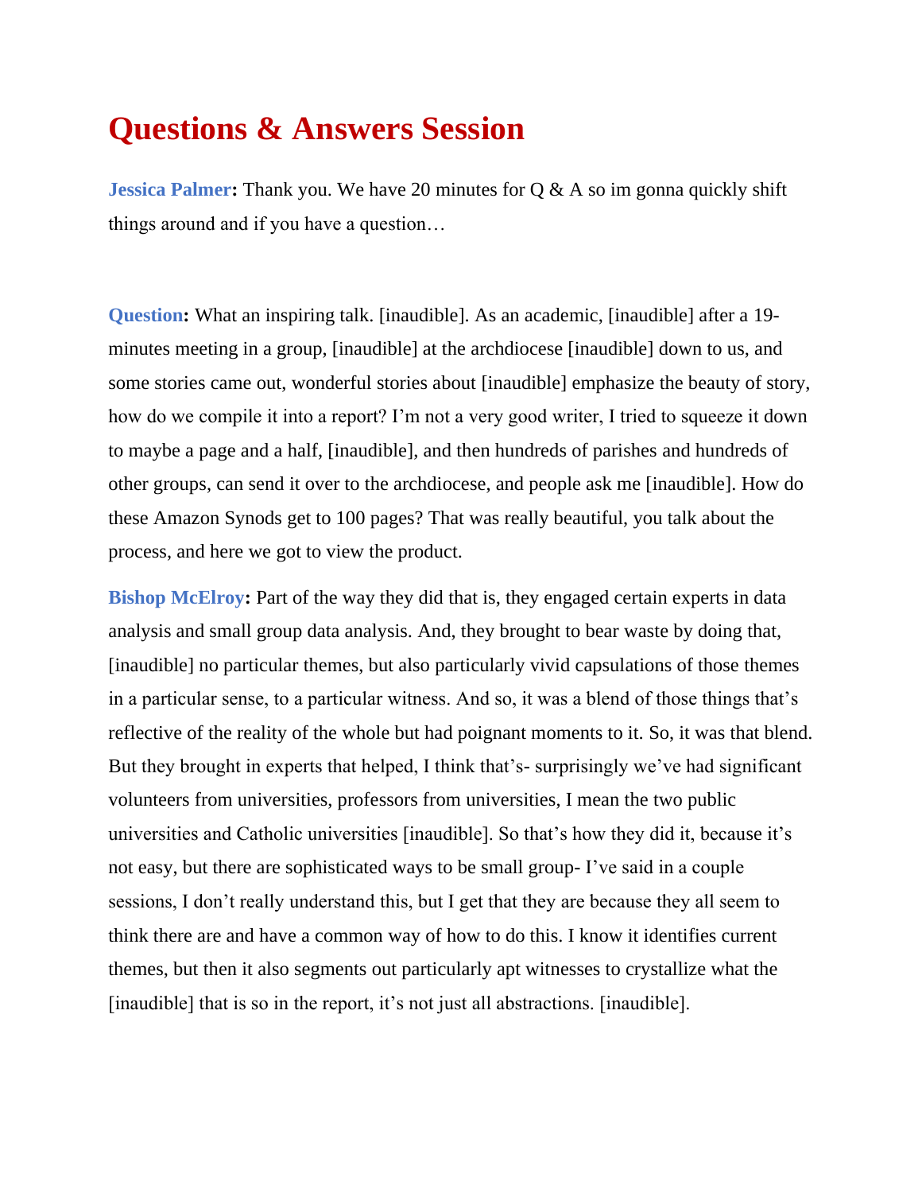# Questions & Answers Session

**Jessica Palmer:** Thank you. We have 20 minutes for Q & A so im gonna quickly shift things around and if you have a question…

**Question:** What an inspiring talk. [inaudible]. As an academic, [inaudible] after a 19-minutes meeting in a group, [inaudible] at the archdiocese [inaudible] down to us, and some stories came out, wonderful stories about [inaudible] emphasize the beauty of story, how do we compile it into a report? I'm not a very good writer, I tried to squeeze it down to maybe a page and a half, [inaudible], and then hundreds of parishes and hundreds of other groups, can send it over to the archdiocese, and people ask me [inaudible]. How do these Amazon Synods get to 100 pages? That was really beautiful, you talk about the process, and here we got to view the product.

**Bishop McElroy:** Part of the way they did that is, they engaged certain experts in data analysis and small group data analysis. And, they brought to bear waste by doing that, [inaudible] no particular themes, but also particularly vivid capsulations of those themes in a particular sense, to a particular witness. And so, it was a blend of those things that's reflective of the reality of the whole but had poignant moments to it. So, it was that blend. But they brought in experts that helped, I think that's- surprisingly we've had significant volunteers from universities, professors from universities, I mean the two public universities and Catholic universities [inaudible]. So that's how they did it, because it's not easy, but there are sophisticated ways to be small group- I've said in a couple sessions, I don't really understand this, but I get that they are because they all seem to think there are and have a common way of how to do this. I know it identifies current themes, but then it also segments out particularly apt witnesses to crystallize what the [inaudible] that is so in the report, it's not just all abstractions. [inaudible].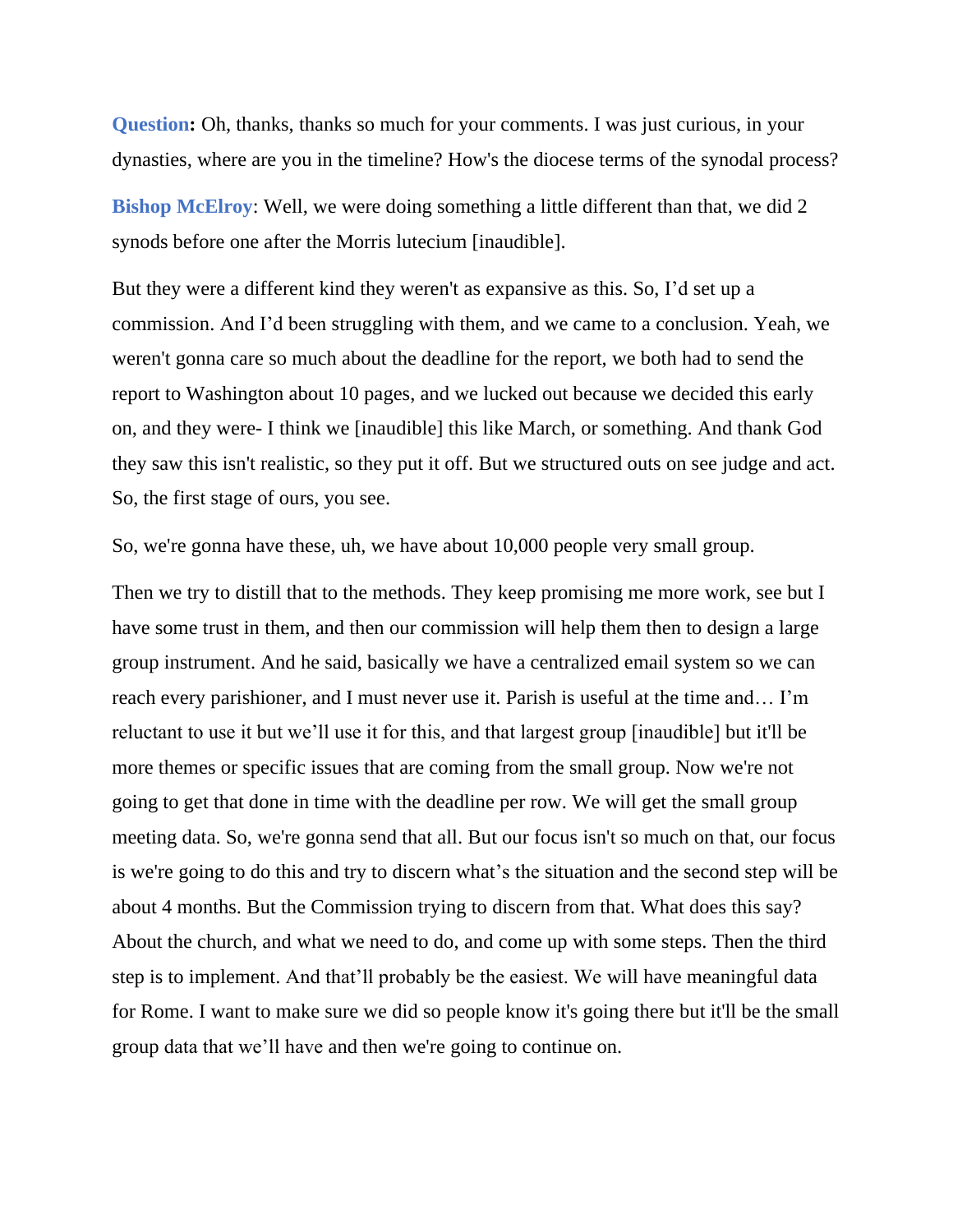**Question:** Oh, thanks, thanks so much for your comments. I was just curious, in your dynasties, where are you in the timeline? How's the diocese terms of the synodal process?

**Bishop McElroy**: Well, we were doing something a little different than that, we did 2 synods before one after the Morris lutecium [inaudible].

But they were a different kind they weren't as expansive as this. So, I'd set up a commission. And I'd been struggling with them, and we came to a conclusion. Yeah, we weren't gonna care so much about the deadline for the report, we both had to send the report to Washington about 10 pages, and we lucked out because we decided this early on, and they were- I think we [inaudible] this like March, or something. And thank God they saw this isn't realistic, so they put it off. But we structured outs on see judge and act. So, the first stage of ours, you see.

So, we're gonna have these, uh, we have about 10,000 people very small group.

Then we try to distill that to the methods. They keep promising me more work, see but I have some trust in them, and then our commission will help them then to design a large group instrument. And he said, basically we have a centralized email system so we can reach every parishioner, and I must never use it. Parish is useful at the time and… I'm reluctant to use it but we'll use it for this, and that largest group [inaudible] but it'll be more themes or specific issues that are coming from the small group. Now we're not going to get that done in time with the deadline per row. We will get the small group meeting data. So, we're gonna send that all. But our focus isn't so much on that, our focus is we're going to do this and try to discern what's the situation and the second step will be about 4 months. But the Commission trying to discern from that. What does this say? About the church, and what we need to do, and come up with some steps. Then the third step is to implement. And that'll probably be the easiest. We will have meaningful data for Rome. I want to make sure we did so people know it's going there but it'll be the small group data that we'll have and then we're going to continue on.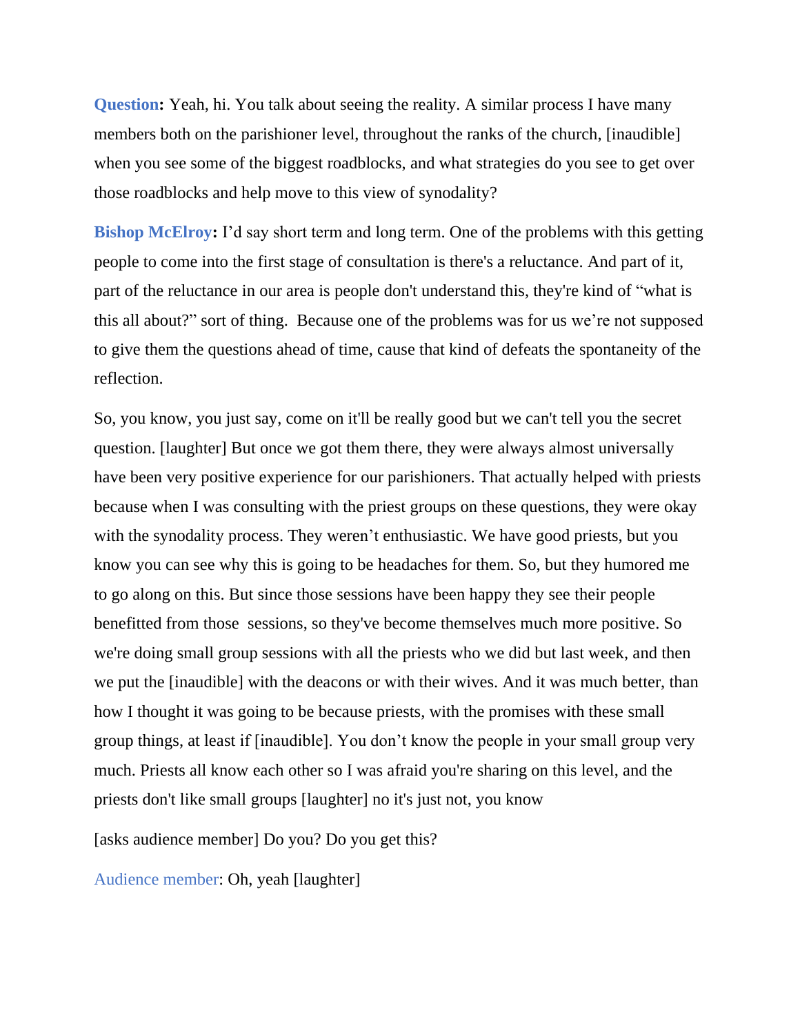**Question:** Yeah, hi. You talk about seeing the reality. A similar process I have many members both on the parishioner level, throughout the ranks of the church, [inaudible] when you see some of the biggest roadblocks, and what strategies do you see to get over those roadblocks and help move to this view of synodality?

**Bishop McElroy:** I'd say short term and long term. One of the problems with this getting people to come into the first stage of consultation is there's a reluctance. And part of it, part of the reluctance in our area is people don't understand this, they're kind of "what is this all about?" sort of thing. Because one of the problems was for us we're not supposed to give them the questions ahead of time, cause that kind of defeats the spontaneity of the reflection.

So, you know, you just say, come on it'll be really good but we can't tell you the secret question. [laughter] But once we got them there, they were always almost universally have been very positive experience for our parishioners. That actually helped with priests because when I was consulting with the priest groups on these questions, they were okay with the synodality process. They weren't enthusiastic. We have good priests, but you know you can see why this is going to be headaches for them. So, but they humored me to go along on this. But since those sessions have been happy they see their people benefitted from those sessions, so they've become themselves much more positive. So we're doing small group sessions with all the priests who we did but last week, and then we put the [inaudible] with the deacons or with their wives. And it was much better, than how I thought it was going to be because priests, with the promises with these small group things, at least if [inaudible]. You don't know the people in your small group very much. Priests all know each other so I was afraid you're sharing on this level, and the priests don't like small groups [laughter] no it's just not, you know

[asks audience member] Do you? Do you get this?

Audience member: Oh, yeah [laughter]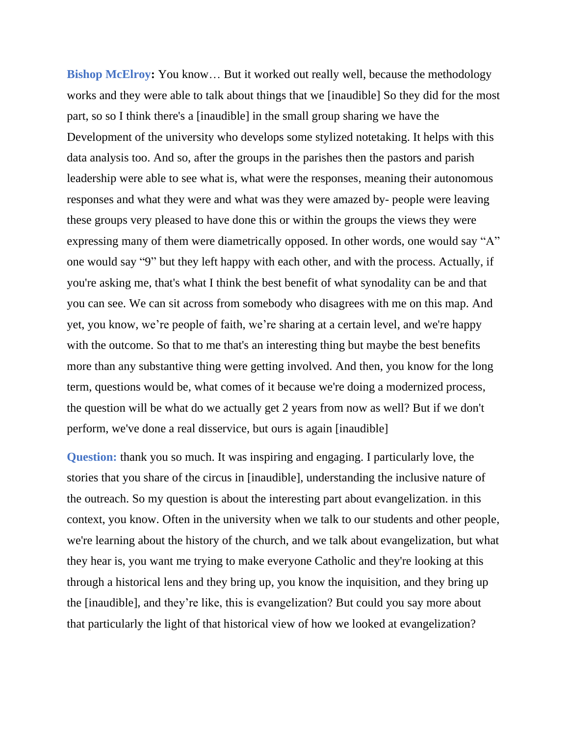**Bishop McElroy:** You know… But it worked out really well, because the methodology works and they were able to talk about things that we [inaudible] So they did for the most part, so so I think there's a [inaudible] in the small group sharing we have the Development of the university who develops some stylized notetaking. It helps with this data analysis too. And so, after the groups in the parishes then the pastors and parish leadership were able to see what is, what were the responses, meaning their autonomous responses and what they were and what was they were amazed by- people were leaving these groups very pleased to have done this or within the groups the views they were expressing many of them were diametrically opposed. In other words, one would say "A" one would say "9" but they left happy with each other, and with the process. Actually, if you're asking me, that's what I think the best benefit of what synodality can be and that you can see. We can sit across from somebody who disagrees with me on this map. And yet, you know, we're people of faith, we're sharing at a certain level, and we're happy with the outcome. So that to me that's an interesting thing but maybe the best benefits more than any substantive thing were getting involved. And then, you know for the long term, questions would be, what comes of it because we're doing a modernized process, the question will be what do we actually get 2 years from now as well? But if we don't perform, we've done a real disservice, but ours is again [inaudible]

**Question:** thank you so much. It was inspiring and engaging. I particularly love, the stories that you share of the circus in [inaudible], understanding the inclusive nature of the outreach. So my question is about the interesting part about evangelization. in this context, you know. Often in the university when we talk to our students and other people, we're learning about the history of the church, and we talk about evangelization, but what they hear is, you want me trying to make everyone Catholic and they're looking at this through a historical lens and they bring up, you know the inquisition, and they bring up the [inaudible], and they're like, this is evangelization? But could you say more about that particularly the light of that historical view of how we looked at evangelization?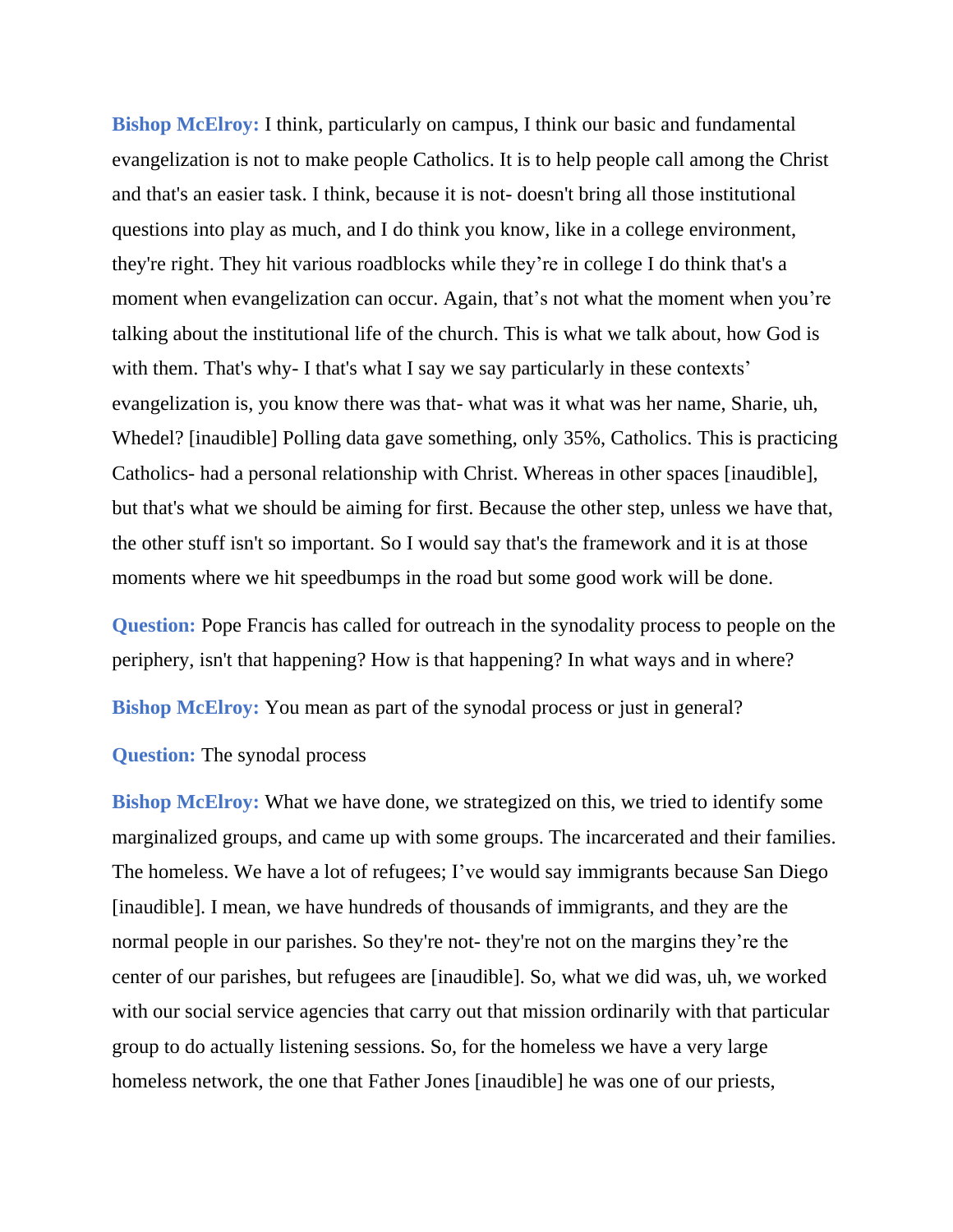**Bishop McElroy:** I think, particularly on campus, I think our basic and fundamental evangelization is not to make people Catholics. It is to help people call among the Christ and that's an easier task. I think, because it is not- doesn't bring all those institutional questions into play as much, and I do think you know, like in a college environment, they're right. They hit various roadblocks while they're in college I do think that's a moment when evangelization can occur. Again, that's not what the moment when you're talking about the institutional life of the church. This is what we talk about, how God is with them. That's why- I that's what I say we say particularly in these contexts' evangelization is, you know there was that- what was it what was her name, Sharie, uh, Whedel? [inaudible] Polling data gave something, only 35%, Catholics. This is practicing Catholics- had a personal relationship with Christ. Whereas in other spaces [inaudible], but that's what we should be aiming for first. Because the other step, unless we have that, the other stuff isn't so important. So I would say that's the framework and it is at those moments where we hit speedbumps in the road but some good work will be done.

**Question:** Pope Francis has called for outreach in the synodality process to people on the periphery, isn't that happening? How is that happening? In what ways and in where?

**Bishop McElroy:** You mean as part of the synodal process or just in general?

**Question:** The synodal process

**Bishop McElroy:** What we have done, we strategized on this, we tried to identify some marginalized groups, and came up with some groups. The incarcerated and their families. The homeless. We have a lot of refugees; I've would say immigrants because San Diego [inaudible]. I mean, we have hundreds of thousands of immigrants, and they are the normal people in our parishes. So they're not- they're not on the margins they're the center of our parishes, but refugees are [inaudible]. So, what we did was, uh, we worked with our social service agencies that carry out that mission ordinarily with that particular group to do actually listening sessions. So, for the homeless we have a very large homeless network, the one that Father Jones [inaudible] he was one of our priests,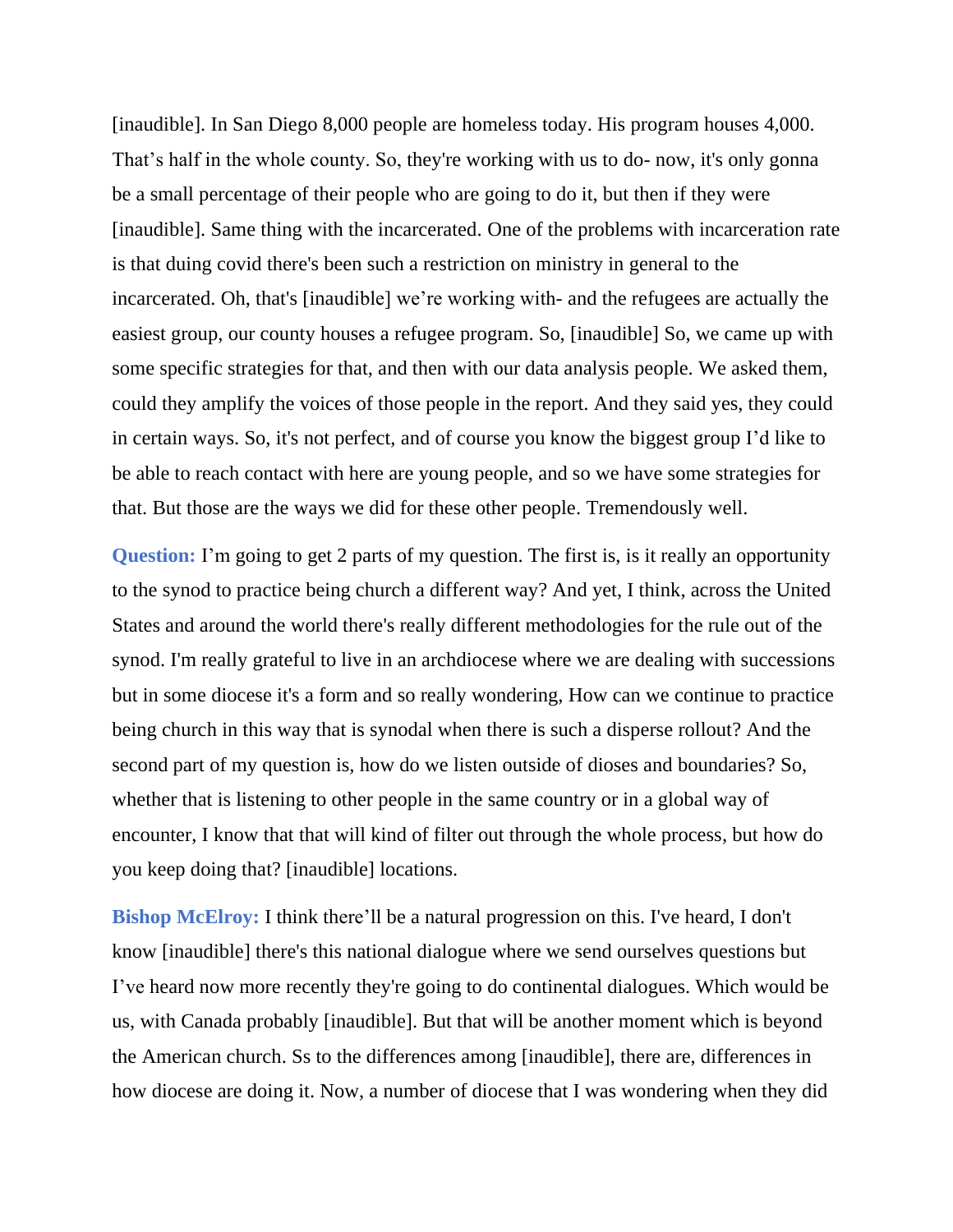[inaudible]. In San Diego 8,000 people are homeless today. His program houses 4,000. That's half in the whole county. So, they're working with us to do- now, it's only gonna be a small percentage of their people who are going to do it, but then if they were [inaudible]. Same thing with the incarcerated. One of the problems with incarceration rate is that duing covid there's been such a restriction on ministry in general to the incarcerated. Oh, that's [inaudible] we're working with- and the refugees are actually the easiest group, our county houses a refugee program. So, [inaudible] So, we came up with some specific strategies for that, and then with our data analysis people. We asked them, could they amplify the voices of those people in the report. And they said yes, they could in certain ways. So, it's not perfect, and of course you know the biggest group I'd like to be able to reach contact with here are young people, and so we have some strategies for that. But those are the ways we did for these other people. Tremendously well.

**Question:** I'm going to get 2 parts of my question. The first is, is it really an opportunity to the synod to practice being church a different way? And yet, I think, across the United States and around the world there's really different methodologies for the rule out of the synod. I'm really grateful to live in an archdiocese where we are dealing with successions but in some diocese it's a form and so really wondering, How can we continue to practice being church in this way that is synodal when there is such a disperse rollout? And the second part of my question is, how do we listen outside of dioses and boundaries? So, whether that is listening to other people in the same country or in a global way of encounter, I know that that will kind of filter out through the whole process, but how do you keep doing that? [inaudible] locations.

**Bishop McElroy:** I think there'll be a natural progression on this. I've heard, I don't know [inaudible] there's this national dialogue where we send ourselves questions but I've heard now more recently they're going to do continental dialogues. Which would be us, with Canada probably [inaudible]. But that will be another moment which is beyond the American church. Ss to the differences among [inaudible], there are, differences in how diocese are doing it. Now, a number of diocese that I was wondering when they did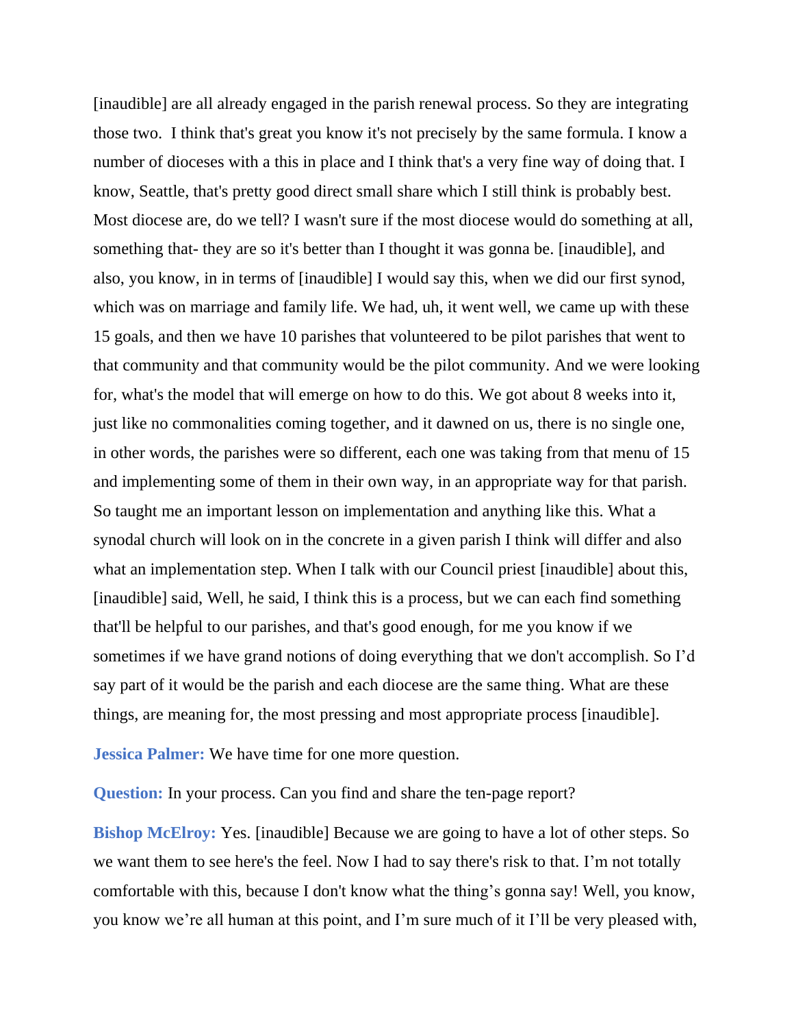[inaudible] are all already engaged in the parish renewal process. So they are integrating those two.  I think that's great you know it's not precisely by the same formula. I know a number of dioceses with a this in place and I think that's a very fine way of doing that. I know, Seattle, that's pretty good direct small share which I still think is probably best. Most diocese are, do we tell? I wasn't sure if the most diocese would do something at all, something that- they are so it's better than I thought it was gonna be. [inaudible], and also, you know, in in terms of [inaudible] I would say this, when we did our first synod, which was on marriage and family life. We had, uh, it went well, we came up with these 15 goals, and then we have 10 parishes that volunteered to be pilot parishes that went to that community and that community would be the pilot community. And we were looking for, what's the model that will emerge on how to do this. We got about 8 weeks into it, just like no commonalities coming together, and it dawned on us, there is no single one, in other words, the parishes were so different, each one was taking from that menu of 15 and implementing some of them in their own way, in an appropriate way for that parish. So taught me an important lesson on implementation and anything like this. What a synodal church will look on in the concrete in a given parish I think will differ and also what an implementation step. When I talk with our Council priest [inaudible] about this, [inaudible] said, Well, he said, I think this is a process, but we can each find something that'll be helpful to our parishes, and that's good enough, for me you know if we sometimes if we have grand notions of doing everything that we don't accomplish. So I'd say part of it would be the parish and each diocese are the same thing. What are these things, are meaning for, the most pressing and most appropriate process [inaudible].

**Jessica Palmer:** We have time for one more question.

**Question:** In your process. Can you find and share the ten-page report?

**Bishop McElroy:** Yes. [inaudible] Because we are going to have a lot of other steps. So we want them to see here's the feel. Now I had to say there's risk to that. I'm not totally comfortable with this, because I don't know what the thing's gonna say! Well, you know, you know we're all human at this point, and I'm sure much of it I'll be very pleased with,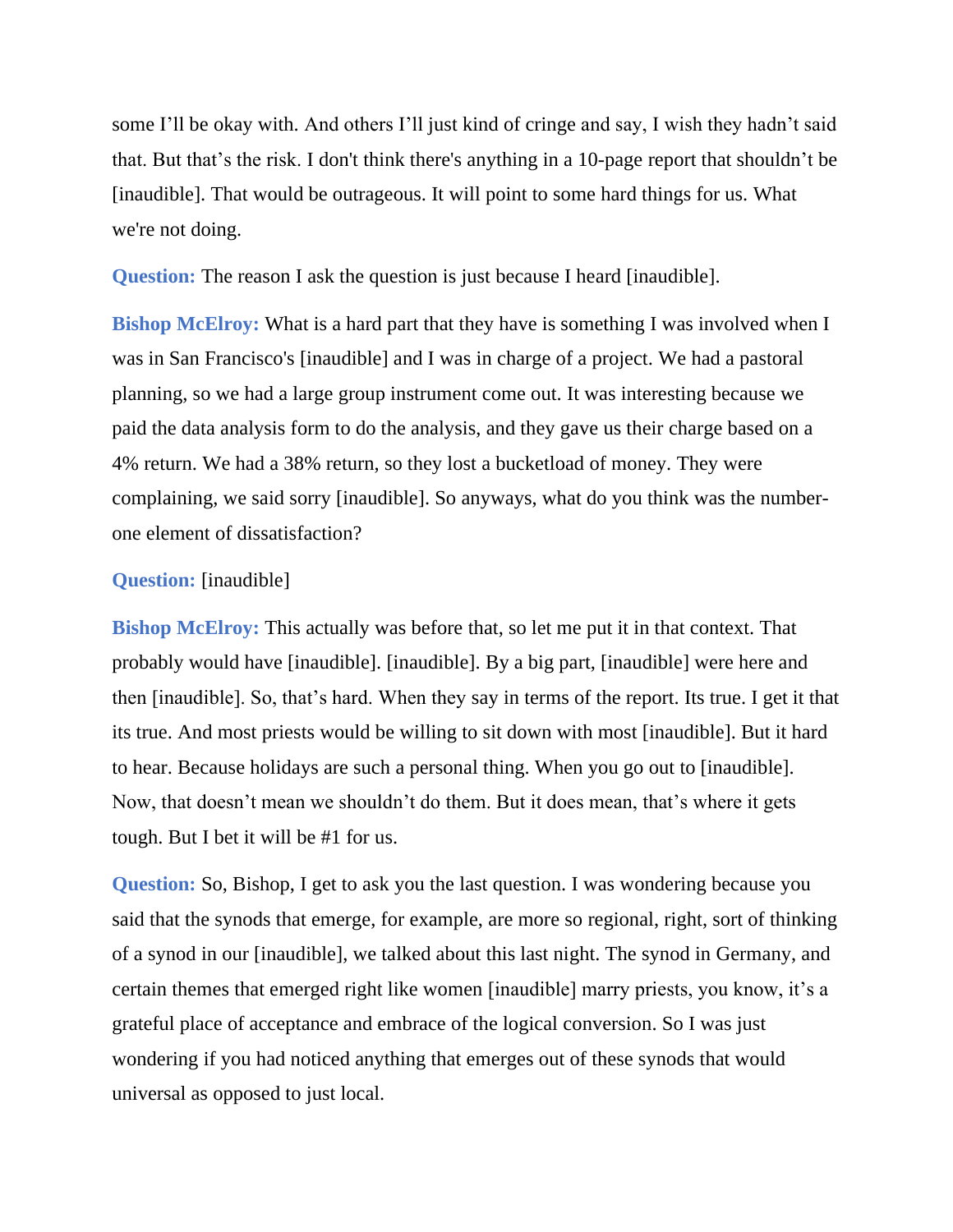some I'll be okay with. And others I'll just kind of cringe and say, I wish they hadn't said that. But that's the risk. I don't think there's anything in a 10-page report that shouldn't be [inaudible]. That would be outrageous. It will point to some hard things for us. What we're not doing.

**Question:** The reason I ask the question is just because I heard [inaudible].

**Bishop McElroy:** What is a hard part that they have is something I was involved when I was in San Francisco's [inaudible] and I was in charge of a project. We had a pastoral planning, so we had a large group instrument come out. It was interesting because we paid the data analysis form to do the analysis, and they gave us their charge based on a 4% return. We had a 38% return, so they lost a bucketload of money. They were complaining, we said sorry [inaudible]. So anyways, what do you think was the number-one element of dissatisfaction?

**Question:** [inaudible]

**Bishop McElroy:** This actually was before that, so let me put it in that context. That probably would have [inaudible]. [inaudible]. By a big part, [inaudible] were here and then [inaudible]. So, that's hard. When they say in terms of the report. Its true. I get it that its true. And most priests would be willing to sit down with most [inaudible]. But it hard to hear. Because holidays are such a personal thing. When you go out to [inaudible]. Now, that doesn't mean we shouldn't do them. But it does mean, that's where it gets tough. But I bet it will be #1 for us.

**Question:** So, Bishop, I get to ask you the last question. I was wondering because you said that the synods that emerge, for example, are more so regional, right, sort of thinking of a synod in our [inaudible], we talked about this last night. The synod in Germany, and certain themes that emerged right like women [inaudible] marry priests, you know, it's a grateful place of acceptance and embrace of the logical conversion. So I was just wondering if you had noticed anything that emerges out of these synods that would universal as opposed to just local.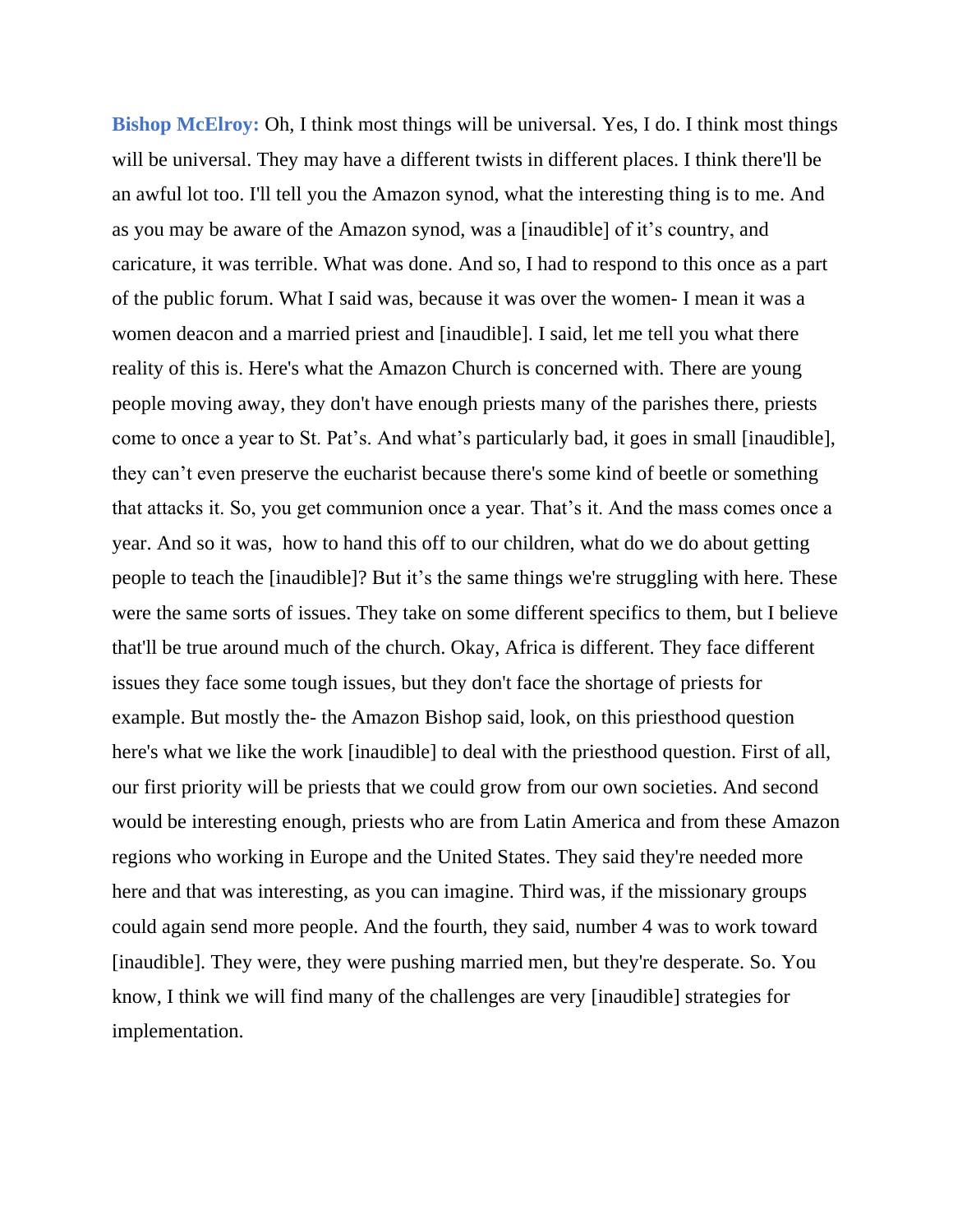**Bishop McElroy:** Oh, I think most things will be universal. Yes, I do. I think most things will be universal. They may have a different twists in different places. I think there'll be an awful lot too. I'll tell you the Amazon synod, what the interesting thing is to me. And as you may be aware of the Amazon synod, was a [inaudible] of it's country, and caricature, it was terrible. What was done. And so, I had to respond to this once as a part of the public forum. What I said was, because it was over the women- I mean it was a women deacon and a married priest and [inaudible]. I said, let me tell you what there reality of this is. Here's what the Amazon Church is concerned with. There are young people moving away, they don't have enough priests many of the parishes there, priests come to once a year to St. Pat's. And what's particularly bad, it goes in small [inaudible], they can't even preserve the eucharist because there's some kind of beetle or something that attacks it. So, you get communion once a year. That's it. And the mass comes once a year. And so it was, how to hand this off to our children, what do we do about getting people to teach the [inaudible]? But it's the same things we're struggling with here. These were the same sorts of issues. They take on some different specifics to them, but I believe that'll be true around much of the church. Okay, Africa is different. They face different issues they face some tough issues, but they don't face the shortage of priests for example. But mostly the- the Amazon Bishop said, look, on this priesthood question here's what we like the work [inaudible] to deal with the priesthood question. First of all, our first priority will be priests that we could grow from our own societies. And second would be interesting enough, priests who are from Latin America and from these Amazon regions who working in Europe and the United States. They said they're needed more here and that was interesting, as you can imagine. Third was, if the missionary groups could again send more people. And the fourth, they said, number 4 was to work toward [inaudible]. They were, they were pushing married men, but they're desperate. So. You know, I think we will find many of the challenges are very [inaudible] strategies for implementation.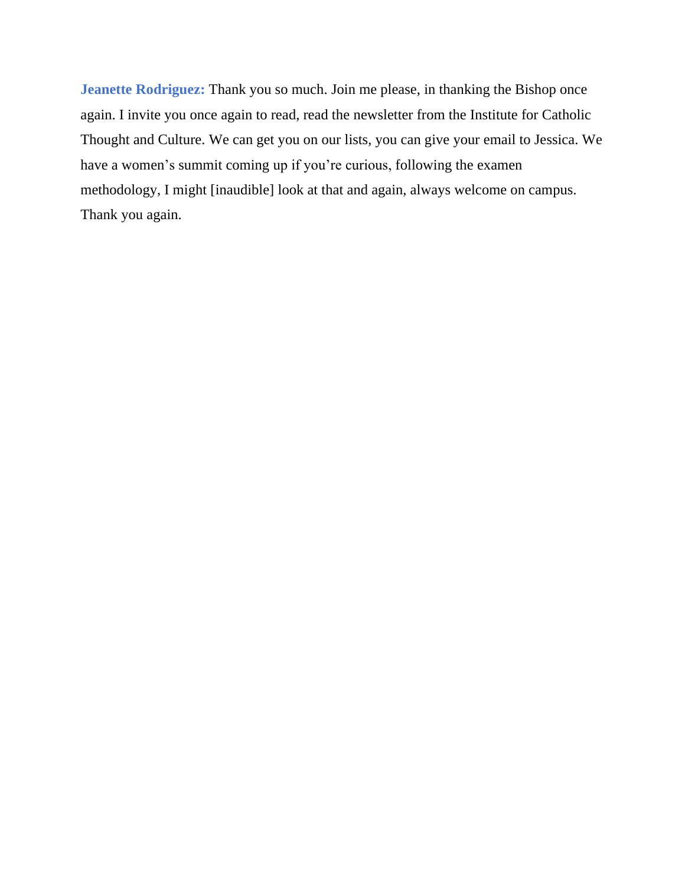**Jeanette Rodriguez:** Thank you so much. Join me please, in thanking the Bishop once again. I invite you once again to read, read the newsletter from the Institute for Catholic Thought and Culture. We can get you on our lists, you can give your email to Jessica. We have a women's summit coming up if you're curious, following the examen methodology, I might [inaudible] look at that and again, always welcome on campus. Thank you again.